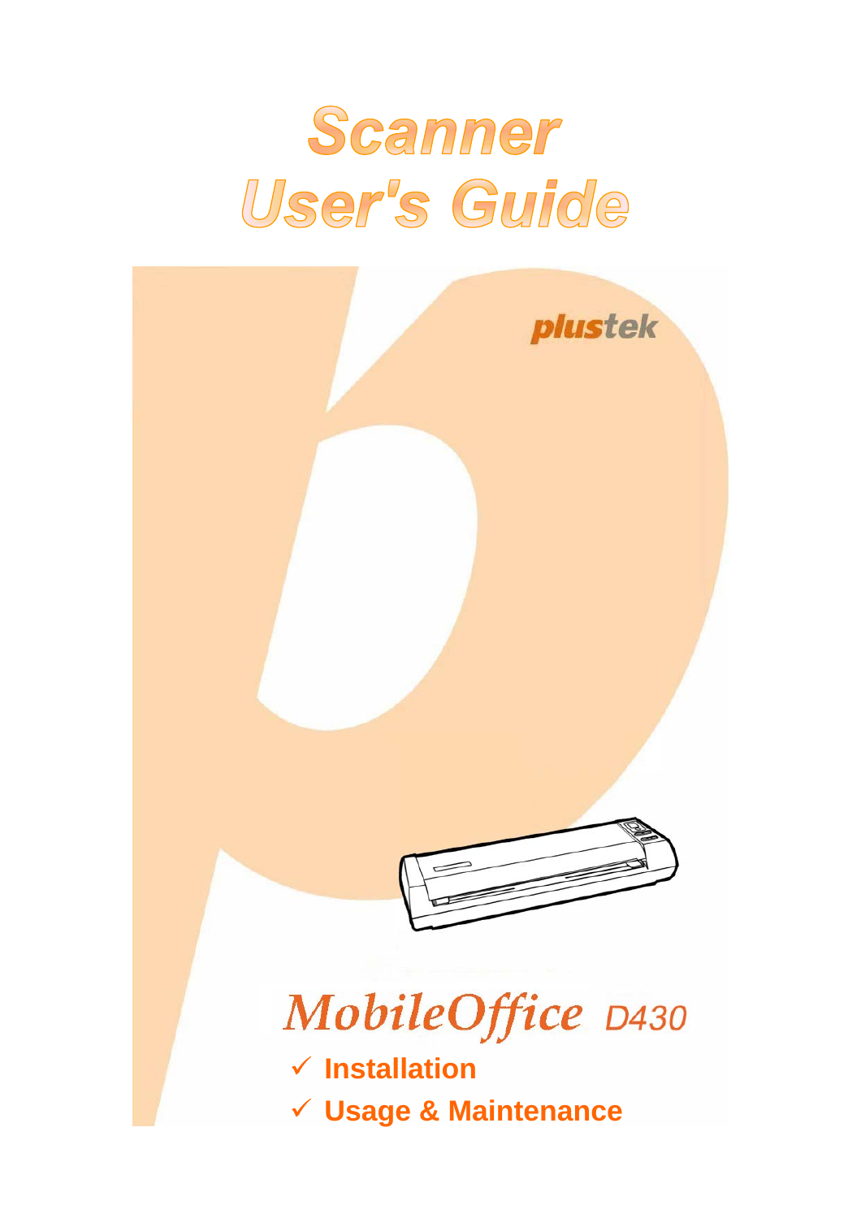# Scanner User's Guide

plustek

## MobileOffice D430

- ✓ **Installation**
- ✓ **Usage & Maintenance**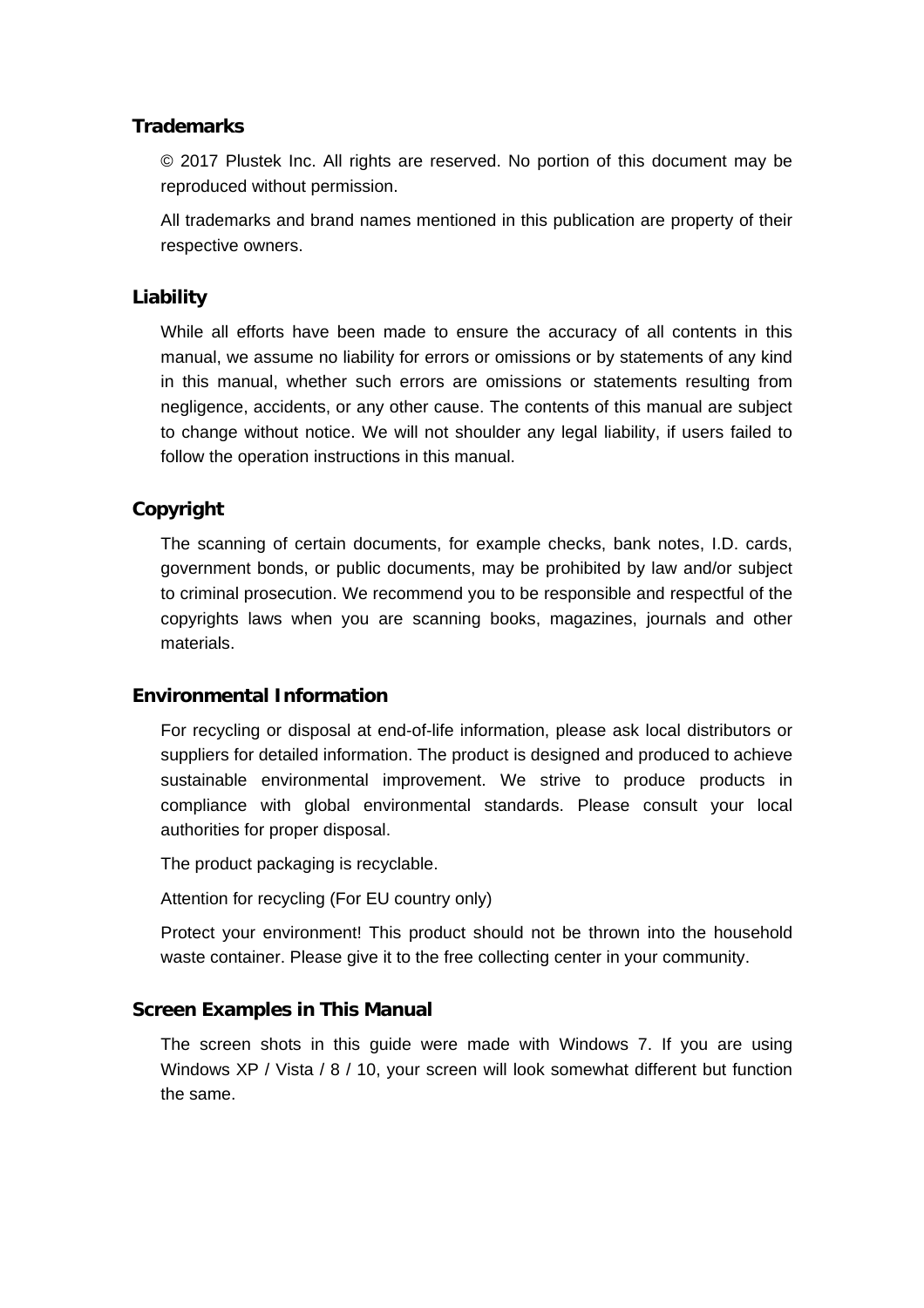## Trademarks

© 2017 Plustek Inc. All rights are reserved. No portion of this document may be reproduced without permission.

All trademarks and brand names mentioned in this publication are property of their respective owners.

## Liability

While all efforts have been made to ensure the accuracy of all contents in this manual, we assume no liability for errors or omissions or by statements of any kind in this manual, whether such errors are omissions or statements resulting from negligence, accidents, or any other cause. The contents of this manual are subject to change without notice. We will not shoulder any legal liability, if users failed to follow the operation instructions in this manual.

## Copyright

The scanning of certain documents, for example checks, bank notes, I.D. cards, government bonds, or public documents, may be prohibited by law and/or subject to criminal prosecution. We recommend you to be responsible and respectful of the copyrights laws when you are scanning books, magazines, journals and other materials.

## Environmental Information

For recycling or disposal at end-of-life information, please ask local distributors or suppliers for detailed information. The product is designed and produced to achieve sustainable environmental improvement. We strive to produce products in compliance with global environmental standards. Please consult your local authorities for proper disposal.

The product packaging is recyclable.

Attention for recycling (For EU country only)

Protect your environment! This product should not be thrown into the household waste container. Please give it to the free collecting center in your community.

## Screen Examples in This Manual

The screen shots in this guide were made with Windows 7. If you are using Windows XP / Vista / 8 / 10, your screen will look somewhat different but function the same.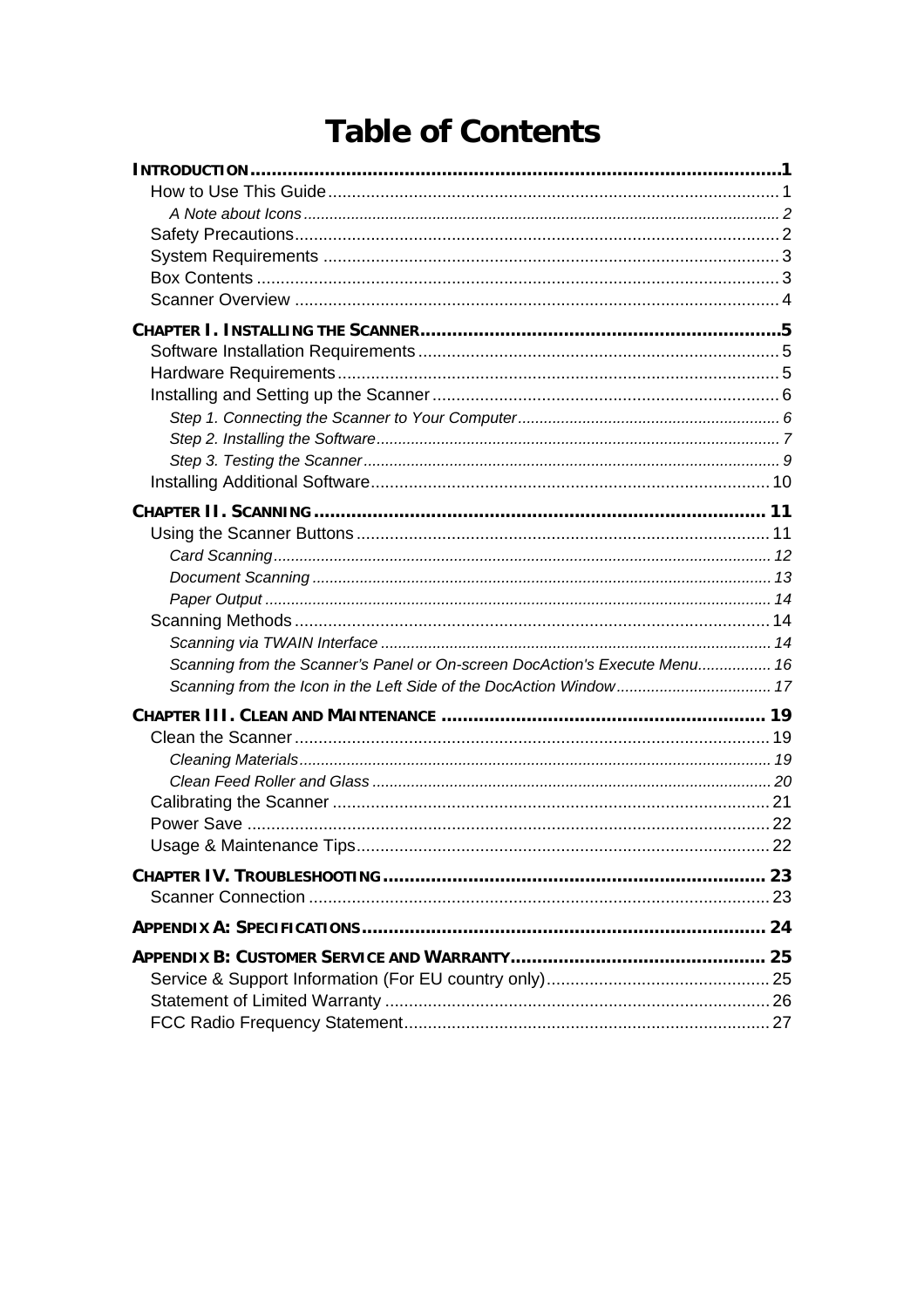# Table of Contents

**INTRODUCTION** .......... 1

- How to Use This Guide .......... 1
  - *A Note about Icons* .......... 2
- Safety Precautions .......... 2
- System Requirements .......... 3
- Box Contents .......... 3
- Scanner Overview .......... 4

**CHAPTER I. INSTALLING THE SCANNER** .......... 5

- Software Installation Requirements .......... 5
- Hardware Requirements .......... 5
- Installing and Setting up the Scanner .......... 6
  - *Step 1. Connecting the Scanner to Your Computer* .......... 6
  - *Step 2. Installing the Software* .......... 7
  - *Step 3. Testing the Scanner* .......... 9
- Installing Additional Software .......... 10

**CHAPTER II. SCANNING** .......... 11

- Using the Scanner Buttons .......... 11
  - *Card Scanning* .......... 12
  - *Document Scanning* .......... 13
  - *Paper Output* .......... 14
- Scanning Methods .......... 14
  - *Scanning via TWAIN Interface* .......... 14
  - *Scanning from the Scanner's Panel or On-screen DocAction's Execute Menu* .......... 16
  - *Scanning from the Icon in the Left Side of the DocAction Window* .......... 17

**CHAPTER III. CLEAN AND MAINTENANCE** .......... 19

- Clean the Scanner .......... 19
  - *Cleaning Materials* .......... 19
  - *Clean Feed Roller and Glass* .......... 20
- Calibrating the Scanner .......... 21
- Power Save .......... 22
- Usage & Maintenance Tips .......... 22

**CHAPTER IV. TROUBLESHOOTING** .......... 23

- Scanner Connection .......... 23

**APPENDIX A: SPECIFICATIONS** .......... 24

**APPENDIX B: CUSTOMER SERVICE AND WARRANTY** .......... 25

- Service & Support Information (For EU country only) .......... 25
- Statement of Limited Warranty .......... 26
- FCC Radio Frequency Statement .......... 27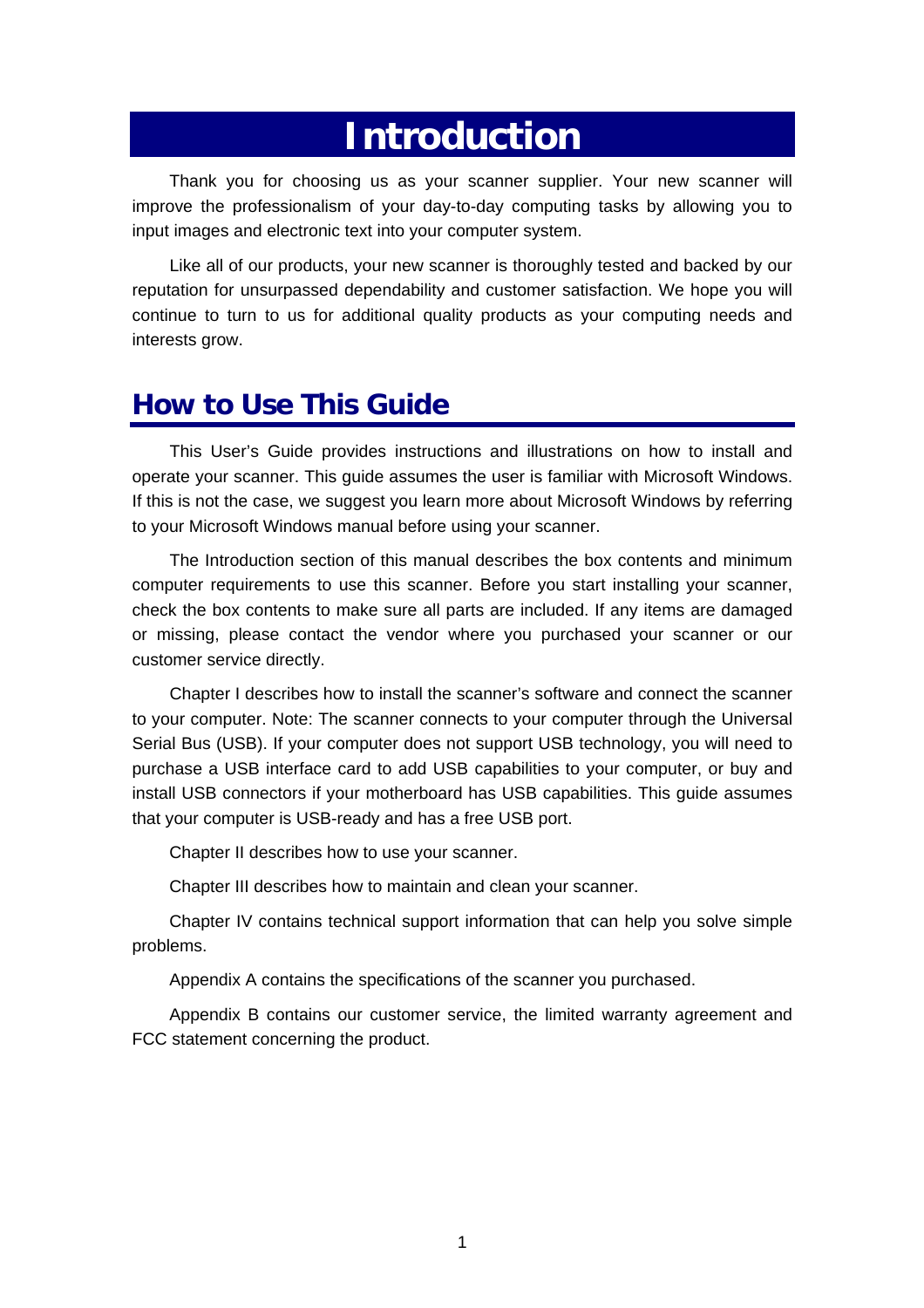# Introduction

Thank you for choosing us as your scanner supplier. Your new scanner will improve the professionalism of your day-to-day computing tasks by allowing you to input images and electronic text into your computer system.

Like all of our products, your new scanner is thoroughly tested and backed by our reputation for unsurpassed dependability and customer satisfaction. We hope you will continue to turn to us for additional quality products as your computing needs and interests grow.

## How to Use This Guide

This User's Guide provides instructions and illustrations on how to install and operate your scanner. This guide assumes the user is familiar with Microsoft Windows. If this is not the case, we suggest you learn more about Microsoft Windows by referring to your Microsoft Windows manual before using your scanner.

The Introduction section of this manual describes the box contents and minimum computer requirements to use this scanner. Before you start installing your scanner, check the box contents to make sure all parts are included. If any items are damaged or missing, please contact the vendor where you purchased your scanner or our customer service directly.

Chapter I describes how to install the scanner's software and connect the scanner to your computer. Note: The scanner connects to your computer through the Universal Serial Bus (USB). If your computer does not support USB technology, you will need to purchase a USB interface card to add USB capabilities to your computer, or buy and install USB connectors if your motherboard has USB capabilities. This guide assumes that your computer is USB-ready and has a free USB port.

Chapter II describes how to use your scanner.

Chapter III describes how to maintain and clean your scanner.

Chapter IV contains technical support information that can help you solve simple problems.

Appendix A contains the specifications of the scanner you purchased.

Appendix B contains our customer service, the limited warranty agreement and FCC statement concerning the product.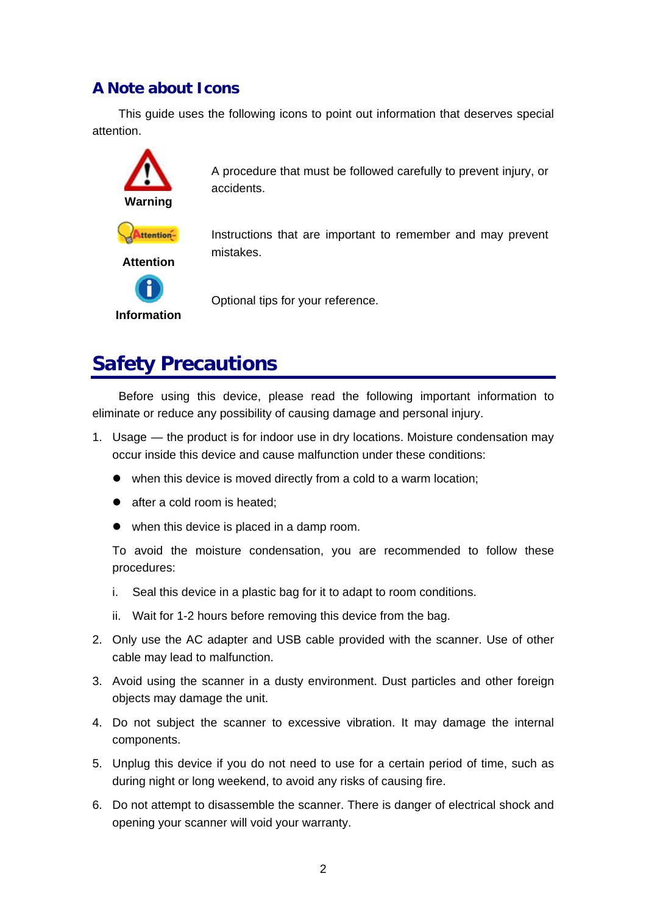## A Note about Icons

This guide uses the following icons to point out information that deserves special attention.

| | |
|---|---|
| **Warning** | A procedure that must be followed carefully to prevent injury, or accidents. |
| **Attention** | Instructions that are important to remember and may prevent mistakes. |
| **Information** | Optional tips for your reference. |

# Safety Precautions

Before using this device, please read the following important information to eliminate or reduce any possibility of causing damage and personal injury.

1. Usage — the product is for indoor use in dry locations. Moisture condensation may occur inside this device and cause malfunction under these conditions:
   - when this device is moved directly from a cold to a warm location;
   - after a cold room is heated;
   - when this device is placed in a damp room.

   To avoid the moisture condensation, you are recommended to follow these procedures:

   i. Seal this device in a plastic bag for it to adapt to room conditions.

   ii. Wait for 1-2 hours before removing this device from the bag.
2. Only use the AC adapter and USB cable provided with the scanner. Use of other cable may lead to malfunction.
3. Avoid using the scanner in a dusty environment. Dust particles and other foreign objects may damage the unit.
4. Do not subject the scanner to excessive vibration. It may damage the internal components.
5. Unplug this device if you do not need to use for a certain period of time, such as during night or long weekend, to avoid any risks of causing fire.
6. Do not attempt to disassemble the scanner. There is danger of electrical shock and opening your scanner will void your warranty.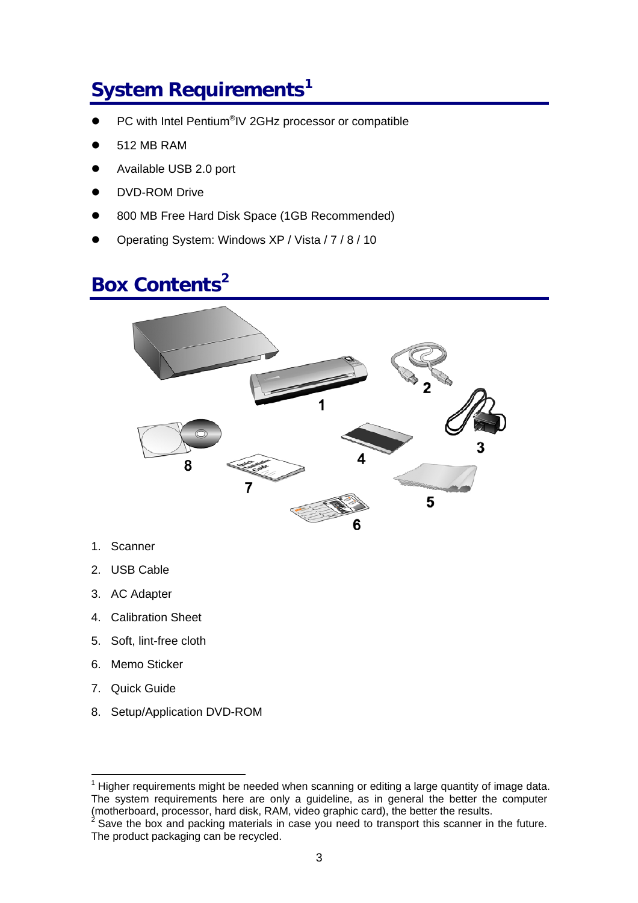## System Requirements[1]

- PC with Intel Pentium®IV 2GHz processor or compatible
- 512 MB RAM
- Available USB 2.0 port
- DVD-ROM Drive
- 800 MB Free Hard Disk Space (1GB Recommended)
- Operating System: Windows XP / Vista / 7 / 8 / 10

## Box Contents[2]

1. Scanner
2. USB Cable
3. AC Adapter
4. Calibration Sheet
5. Soft, lint-free cloth
6. Memo Sticker
7. Quick Guide
8. Setup/Application DVD-ROM

---

[1] Higher requirements might be needed when scanning or editing a large quantity of image data. The system requirements here are only a guideline, as in general the better the computer (motherboard, processor, hard disk, RAM, video graphic card), the better the results.

[2] Save the box and packing materials in case you need to transport this scanner in the future. The product packaging can be recycled.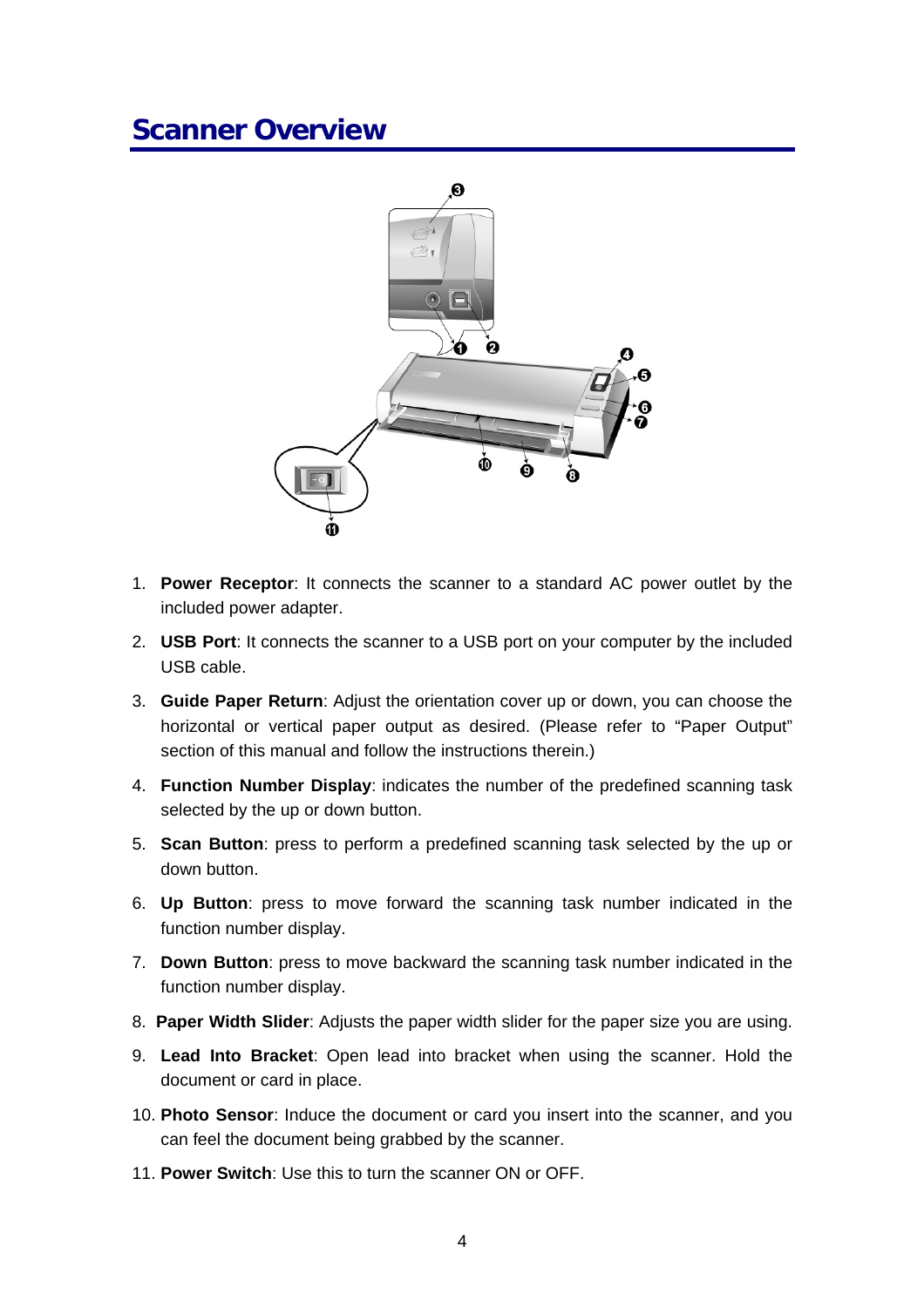# Scanner Overview

1. **Power Receptor**: It connects the scanner to a standard AC power outlet by the included power adapter.
2. **USB Port**: It connects the scanner to a USB port on your computer by the included USB cable.
3. **Guide Paper Return**: Adjust the orientation cover up or down, you can choose the horizontal or vertical paper output as desired. (Please refer to "Paper Output" section of this manual and follow the instructions therein.)
4. **Function Number Display**: indicates the number of the predefined scanning task selected by the up or down button.
5. **Scan Button**: press to perform a predefined scanning task selected by the up or down button.
6. **Up Button**: press to move forward the scanning task number indicated in the function number display.
7. **Down Button**: press to move backward the scanning task number indicated in the function number display.
8. **Paper Width Slider**: Adjusts the paper width slider for the paper size you are using.
9. **Lead Into Bracket**: Open lead into bracket when using the scanner. Hold the document or card in place.
10. **Photo Sensor**: Induce the document or card you insert into the scanner, and you can feel the document being grabbed by the scanner.
11. **Power Switch**: Use this to turn the scanner ON or OFF.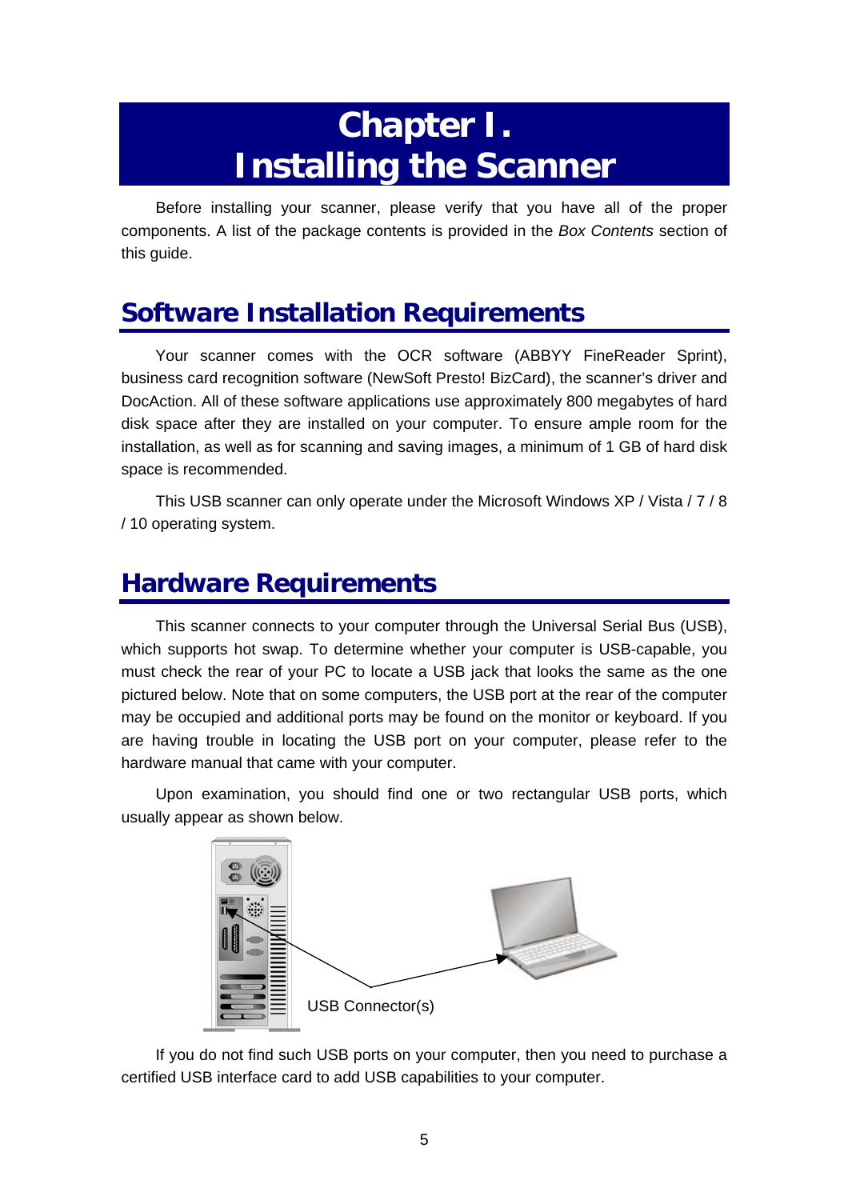# Chapter I. Installing the Scanner

Before installing your scanner, please verify that you have all of the proper components. A list of the package contents is provided in the *Box Contents* section of this guide.

## Software Installation Requirements

Your scanner comes with the OCR software (ABBYY FineReader Sprint), business card recognition software (NewSoft Presto! BizCard), the scanner's driver and DocAction. All of these software applications use approximately 800 megabytes of hard disk space after they are installed on your computer. To ensure ample room for the installation, as well as for scanning and saving images, a minimum of 1 GB of hard disk space is recommended.

This USB scanner can only operate under the Microsoft Windows XP / Vista / 7 / 8 / 10 operating system.

## Hardware Requirements

This scanner connects to your computer through the Universal Serial Bus (USB), which supports hot swap. To determine whether your computer is USB-capable, you must check the rear of your PC to locate a USB jack that looks the same as the one pictured below. Note that on some computers, the USB port at the rear of the computer may be occupied and additional ports may be found on the monitor or keyboard. If you are having trouble in locating the USB port on your computer, please refer to the hardware manual that came with your computer.

Upon examination, you should find one or two rectangular USB ports, which usually appear as shown below.

USB Connector(s)

If you do not find such USB ports on your computer, then you need to purchase a certified USB interface card to add USB capabilities to your computer.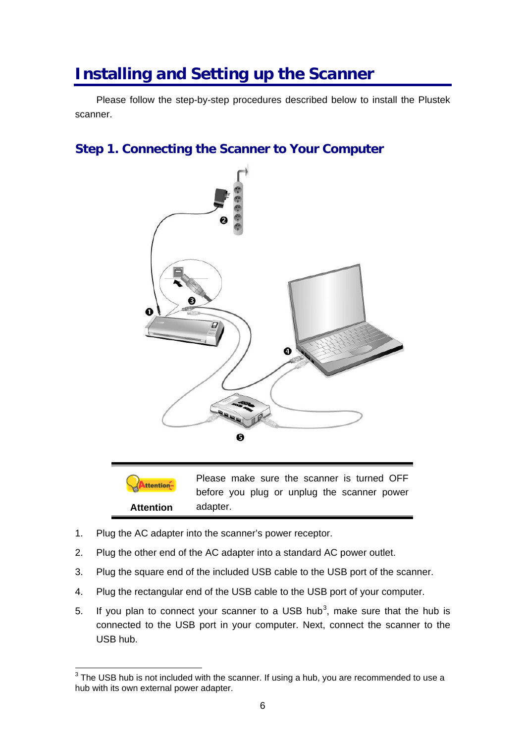# Installing and Setting up the Scanner

Please follow the step-by-step procedures described below to install the Plustek scanner.

## Step 1. Connecting the Scanner to Your Computer

| Attention | Please make sure the scanner is turned OFF before you plug or unplug the scanner power adapter. |
|---|---|

1. Plug the AC adapter into the scanner's power receptor.
2. Plug the other end of the AC adapter into a standard AC power outlet.
3. Plug the square end of the included USB cable to the USB port of the scanner.
4. Plug the rectangular end of the USB cable to the USB port of your computer.
5. If you plan to connect your scanner to a USB hub[3], make sure that the hub is connected to the USB port in your computer. Next, connect the scanner to the USB hub.

[3] The USB hub is not included with the scanner. If using a hub, you are recommended to use a hub with its own external power adapter.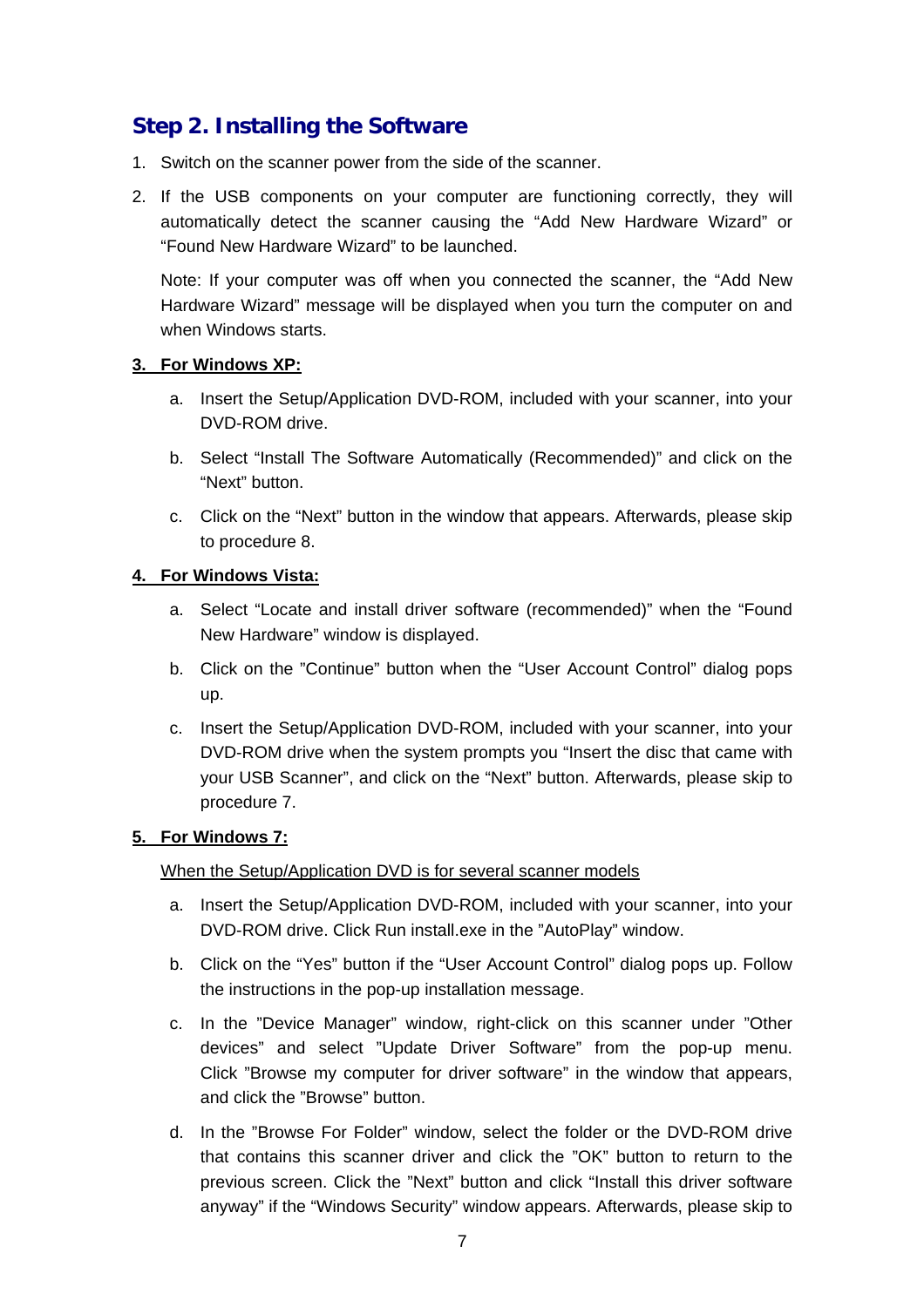## Step 2. Installing the Software

1. Switch on the scanner power from the side of the scanner.

2. If the USB components on your computer are functioning correctly, they will automatically detect the scanner causing the “Add New Hardware Wizard” or “Found New Hardware Wizard” to be launched.

   Note: If your computer was off when you connected the scanner, the “Add New Hardware Wizard” message will be displayed when you turn the computer on and when Windows starts.

3. **For Windows XP:**

   a. Insert the Setup/Application DVD-ROM, included with your scanner, into your DVD-ROM drive.

   b. Select “Install The Software Automatically (Recommended)” and click on the “Next” button.

   c. Click on the “Next” button in the window that appears. Afterwards, please skip to procedure 8.

4. **For Windows Vista:**

   a. Select “Locate and install driver software (recommended)” when the “Found New Hardware” window is displayed.

   b. Click on the ”Continue” button when the “User Account Control” dialog pops up.

   c. Insert the Setup/Application DVD-ROM, included with your scanner, into your DVD-ROM drive when the system prompts you “Insert the disc that came with your USB Scanner”, and click on the “Next” button. Afterwards, please skip to procedure 7.

5. **For Windows 7:**

   When the Setup/Application DVD is for several scanner models

   a. Insert the Setup/Application DVD-ROM, included with your scanner, into your DVD-ROM drive. Click Run install.exe in the ”AutoPlay” window.

   b. Click on the “Yes” button if the “User Account Control” dialog pops up. Follow the instructions in the pop-up installation message.

   c. In the ”Device Manager” window, right-click on this scanner under ”Other devices” and select ”Update Driver Software” from the pop-up menu. Click ”Browse my computer for driver software” in the window that appears, and click the ”Browse” button.

   d. In the ”Browse For Folder” window, select the folder or the DVD-ROM drive that contains this scanner driver and click the ”OK” button to return to the previous screen. Click the ”Next” button and click “Install this driver software anyway” if the “Windows Security” window appears. Afterwards, please skip to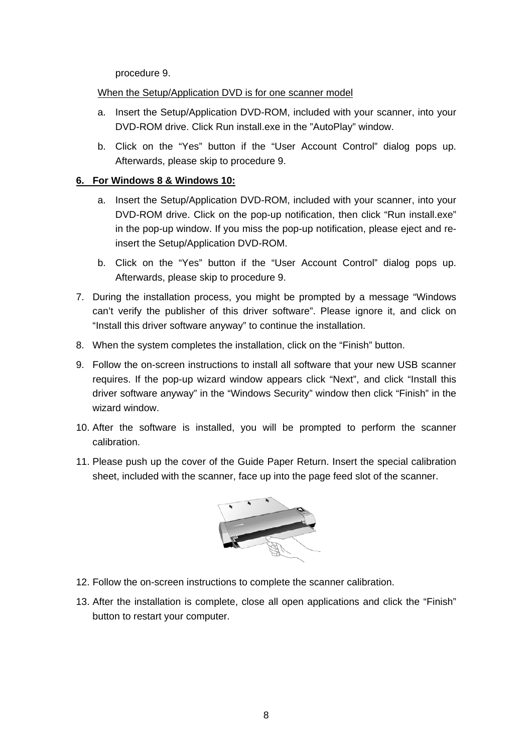procedure 9.

When the Setup/Application DVD is for one scanner model

a. Insert the Setup/Application DVD-ROM, included with your scanner, into your DVD-ROM drive. Click Run install.exe in the "AutoPlay" window.

b. Click on the "Yes" button if the "User Account Control" dialog pops up. Afterwards, please skip to procedure 9.

6. **For Windows 8 & Windows 10:**

   a. Insert the Setup/Application DVD-ROM, included with your scanner, into your DVD-ROM drive. Click on the pop-up notification, then click "Run install.exe" in the pop-up window. If you miss the pop-up notification, please eject and re-insert the Setup/Application DVD-ROM.

   b. Click on the "Yes" button if the "User Account Control" dialog pops up. Afterwards, please skip to procedure 9.

7. During the installation process, you might be prompted by a message "Windows can't verify the publisher of this driver software". Please ignore it, and click on "Install this driver software anyway" to continue the installation.

8. When the system completes the installation, click on the "Finish" button.

9. Follow the on-screen instructions to install all software that your new USB scanner requires. If the pop-up wizard window appears click "Next", and click "Install this driver software anyway" in the "Windows Security" window then click "Finish" in the wizard window.

10. After the software is installed, you will be prompted to perform the scanner calibration.

11. Please push up the cover of the Guide Paper Return. Insert the special calibration sheet, included with the scanner, face up into the page feed slot of the scanner.

12. Follow the on-screen instructions to complete the scanner calibration.

13. After the installation is complete, close all open applications and click the "Finish" button to restart your computer.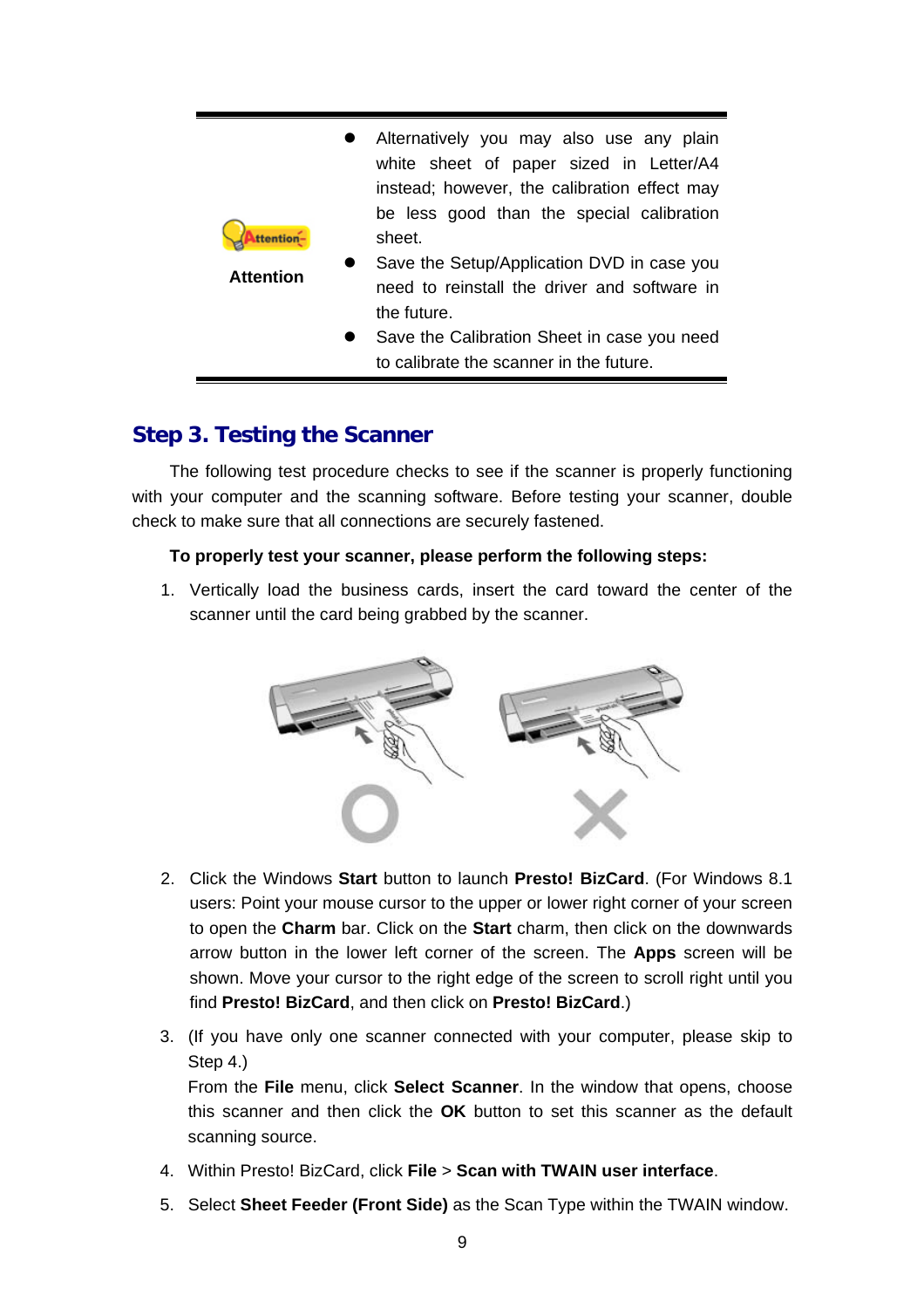| Attention | |
|---|---|
| **Attention** | - Alternatively you may also use any plain white sheet of paper sized in Letter/A4 instead; however, the calibration effect may be less good than the special calibration sheet.<br>- Save the Setup/Application DVD in case you need to reinstall the driver and software in the future.<br>- Save the Calibration Sheet in case you need to calibrate the scanner in the future. |

## Step 3. Testing the Scanner

The following test procedure checks to see if the scanner is properly functioning with your computer and the scanning software. Before testing your scanner, double check to make sure that all connections are securely fastened.

**To properly test your scanner, please perform the following steps:**

1. Vertically load the business cards, insert the card toward the center of the scanner until the card being grabbed by the scanner.

2. Click the Windows **Start** button to launch **Presto! BizCard**. (For Windows 8.1 users: Point your mouse cursor to the upper or lower right corner of your screen to open the **Charm** bar. Click on the **Start** charm, then click on the downwards arrow button in the lower left corner of the screen. The **Apps** screen will be shown. Move your cursor to the right edge of the screen to scroll right until you find **Presto! BizCard**, and then click on **Presto! BizCard**.)

3. (If you have only one scanner connected with your computer, please skip to Step 4.)
   From the **File** menu, click **Select Scanner**. In the window that opens, choose this scanner and then click the **OK** button to set this scanner as the default scanning source.

4. Within Presto! BizCard, click **File** > **Scan with TWAIN user interface**.

5. Select **Sheet Feeder (Front Side)** as the Scan Type within the TWAIN window.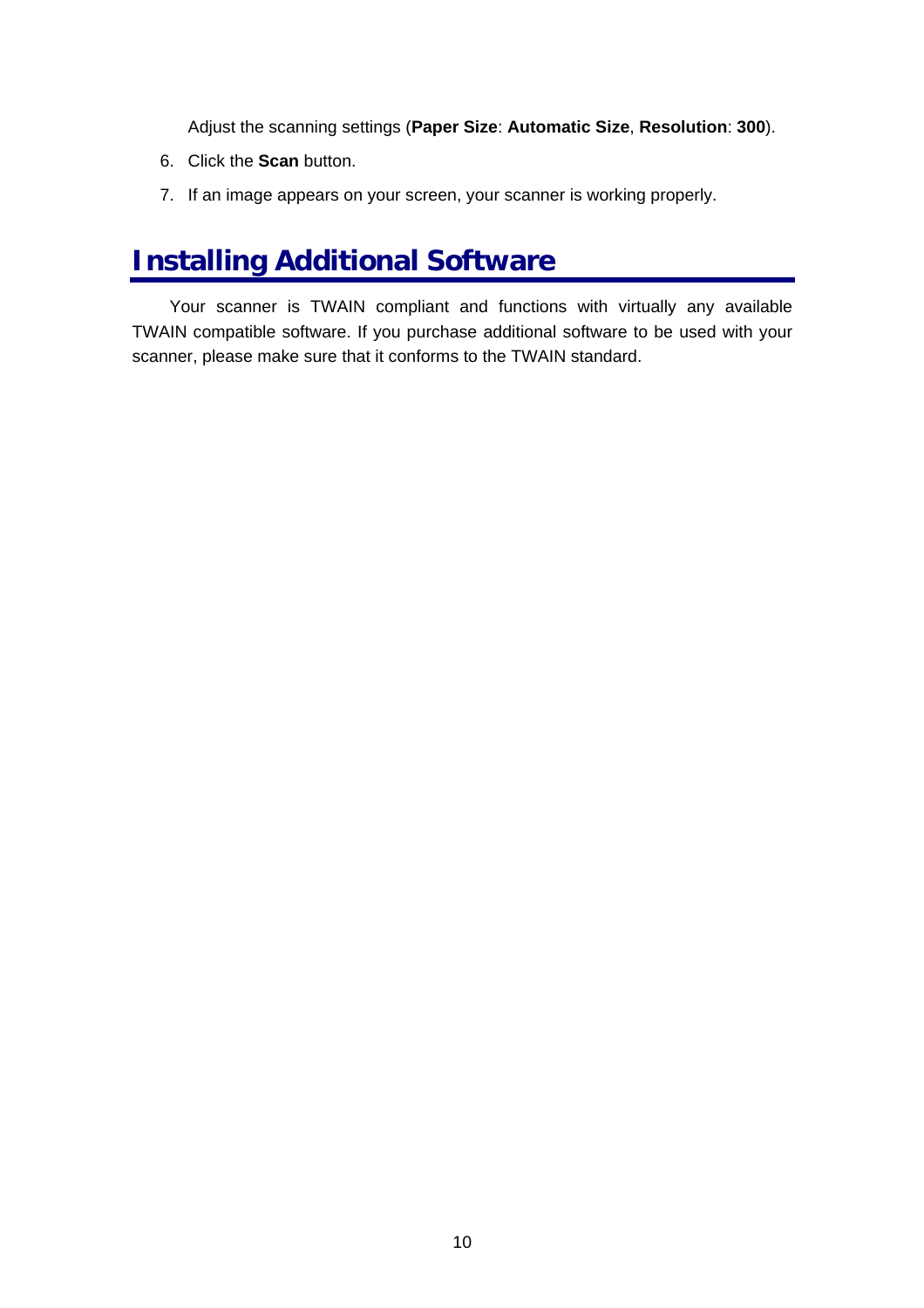Adjust the scanning settings (**Paper Size**: **Automatic Size**, **Resolution**: **300**).

6. Click the **Scan** button.
7. If an image appears on your screen, your scanner is working properly.

# Installing Additional Software

Your scanner is TWAIN compliant and functions with virtually any available TWAIN compatible software. If you purchase additional software to be used with your scanner, please make sure that it conforms to the TWAIN standard.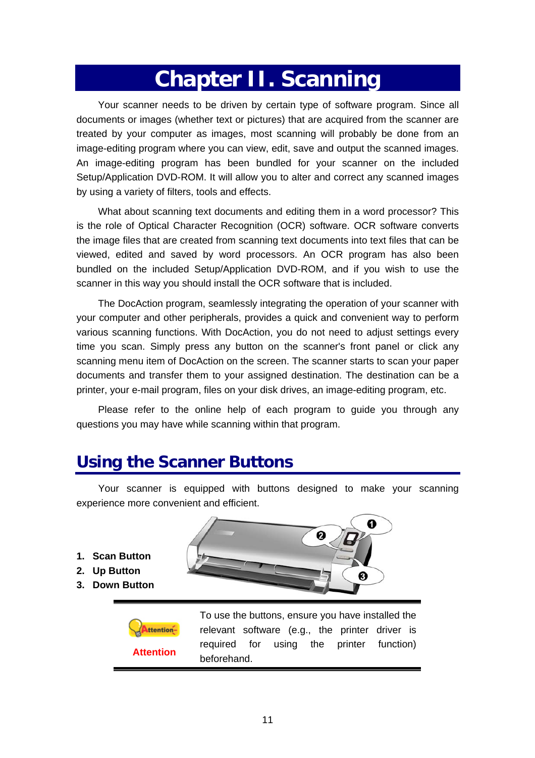# Chapter II. Scanning

Your scanner needs to be driven by certain type of software program. Since all documents or images (whether text or pictures) that are acquired from the scanner are treated by your computer as images, most scanning will probably be done from an image-editing program where you can view, edit, save and output the scanned images. An image-editing program has been bundled for your scanner on the included Setup/Application DVD-ROM. It will allow you to alter and correct any scanned images by using a variety of filters, tools and effects.

What about scanning text documents and editing them in a word processor? This is the role of Optical Character Recognition (OCR) software. OCR software converts the image files that are created from scanning text documents into text files that can be viewed, edited and saved by word processors. An OCR program has also been bundled on the included Setup/Application DVD-ROM, and if you wish to use the scanner in this way you should install the OCR software that is included.

The DocAction program, seamlessly integrating the operation of your scanner with your computer and other peripherals, provides a quick and convenient way to perform various scanning functions. With DocAction, you do not need to adjust settings every time you scan. Simply press any button on the scanner's front panel or click any scanning menu item of DocAction on the screen. The scanner starts to scan your paper documents and transfer them to your assigned destination. The destination can be a printer, your e-mail program, files on your disk drives, an image-editing program, etc.

Please refer to the online help of each program to guide you through any questions you may have while scanning within that program.

## Using the Scanner Buttons

Your scanner is equipped with buttons designed to make your scanning experience more convenient and efficient.

1. **Scan Button**
2. **Up Button**
3. **Down Button**

| Attention | To use the buttons, ensure you have installed the relevant software (e.g., the printer driver is required for using the printer function) beforehand. |
|---|---|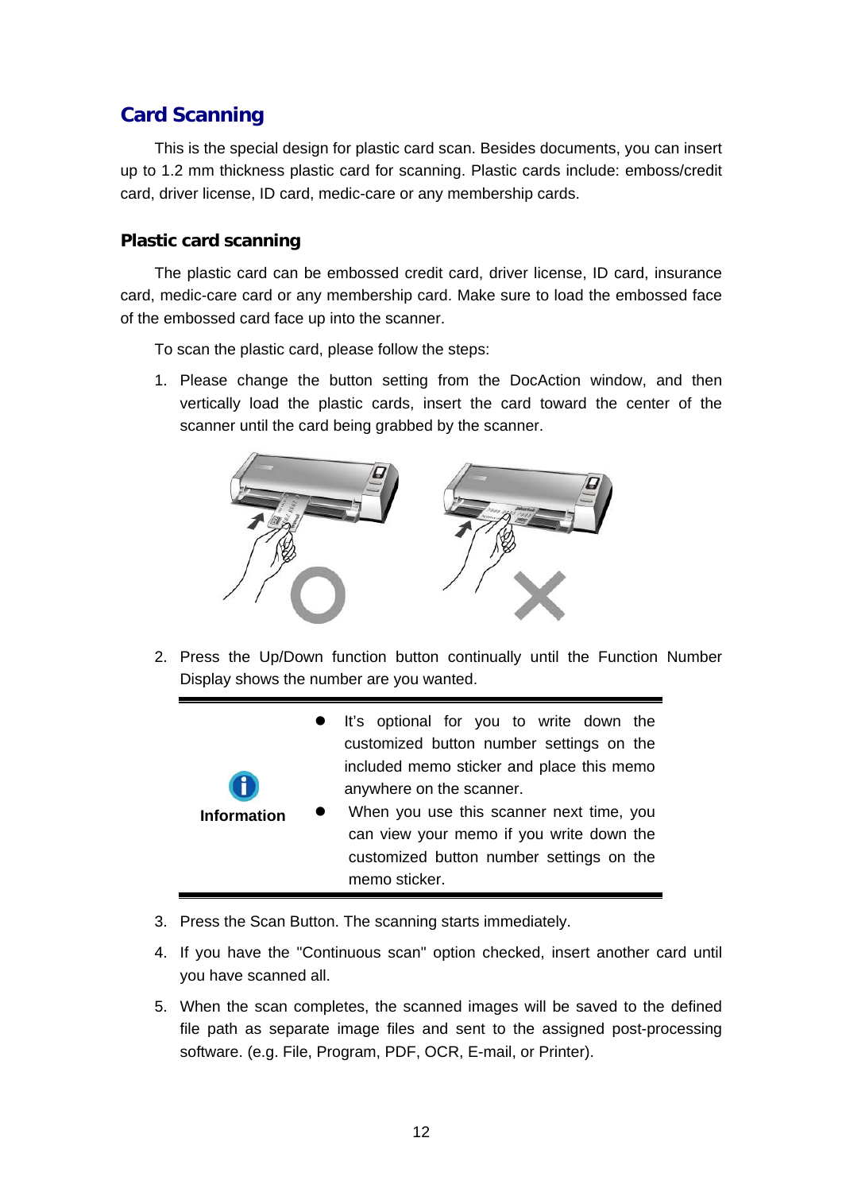## Card Scanning

This is the special design for plastic card scan. Besides documents, you can insert up to 1.2 mm thickness plastic card for scanning. Plastic cards include: emboss/credit card, driver license, ID card, medic-care or any membership cards.

### Plastic card scanning

The plastic card can be embossed credit card, driver license, ID card, insurance card, medic-care card or any membership card. Make sure to load the embossed face of the embossed card face up into the scanner.

To scan the plastic card, please follow the steps:

1. Please change the button setting from the DocAction window, and then vertically load the plastic cards, insert the card toward the center of the scanner until the card being grabbed by the scanner.

2. Press the Up/Down function button continually until the Function Number Display shows the number are you wanted.

| Information | |
|---|---|
| | • It's optional for you to write down the customized button number settings on the included memo sticker and place this memo anywhere on the scanner. • When you use this scanner next time, you can view your memo if you write down the customized button number settings on the memo sticker. |

3. Press the Scan Button. The scanning starts immediately.

4. If you have the "Continuous scan" option checked, insert another card until you have scanned all.

5. When the scan completes, the scanned images will be saved to the defined file path as separate image files and sent to the assigned post-processing software. (e.g. File, Program, PDF, OCR, E-mail, or Printer).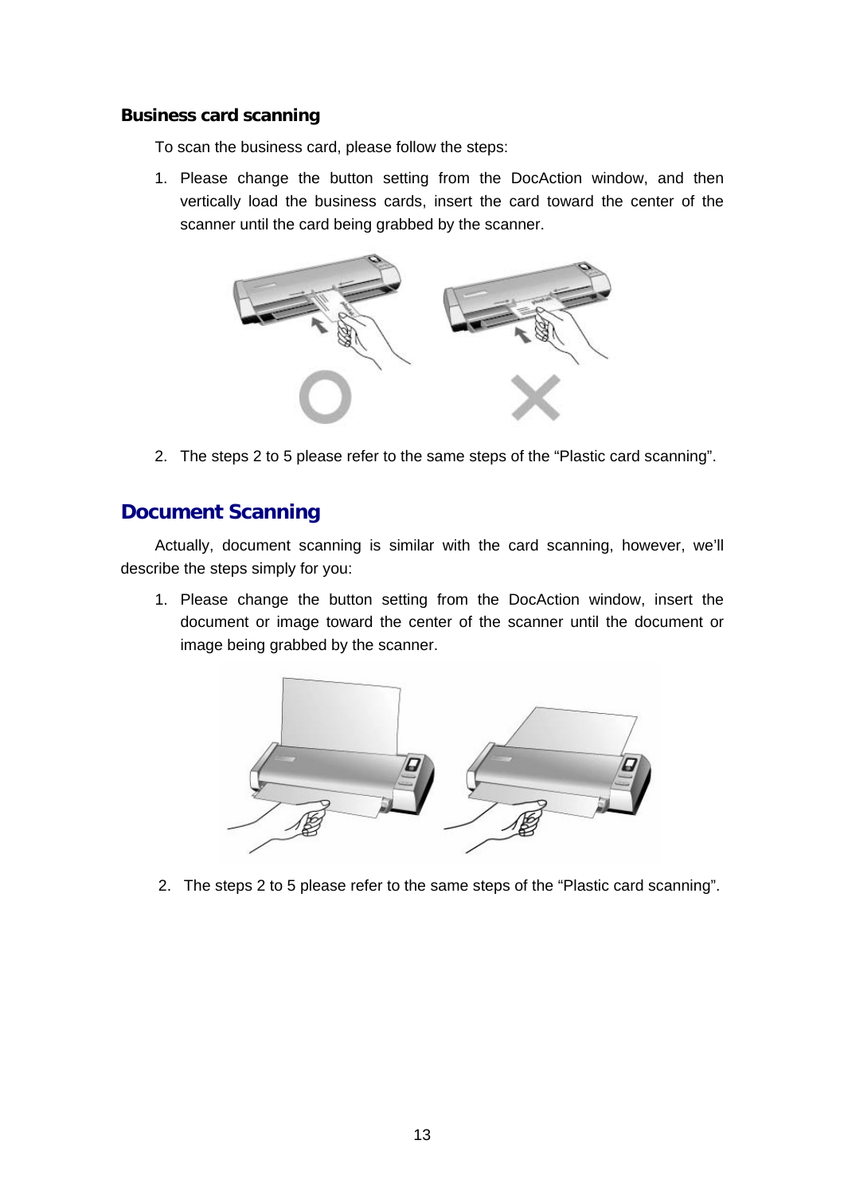### Business card scanning

To scan the business card, please follow the steps:

1. Please change the button setting from the DocAction window, and then vertically load the business cards, insert the card toward the center of the scanner until the card being grabbed by the scanner.

2. The steps 2 to 5 please refer to the same steps of the "Plastic card scanning".

## Document Scanning

Actually, document scanning is similar with the card scanning, however, we'll describe the steps simply for you:

1. Please change the button setting from the DocAction window, insert the document or image toward the center of the scanner until the document or image being grabbed by the scanner.

2. The steps 2 to 5 please refer to the same steps of the "Plastic card scanning".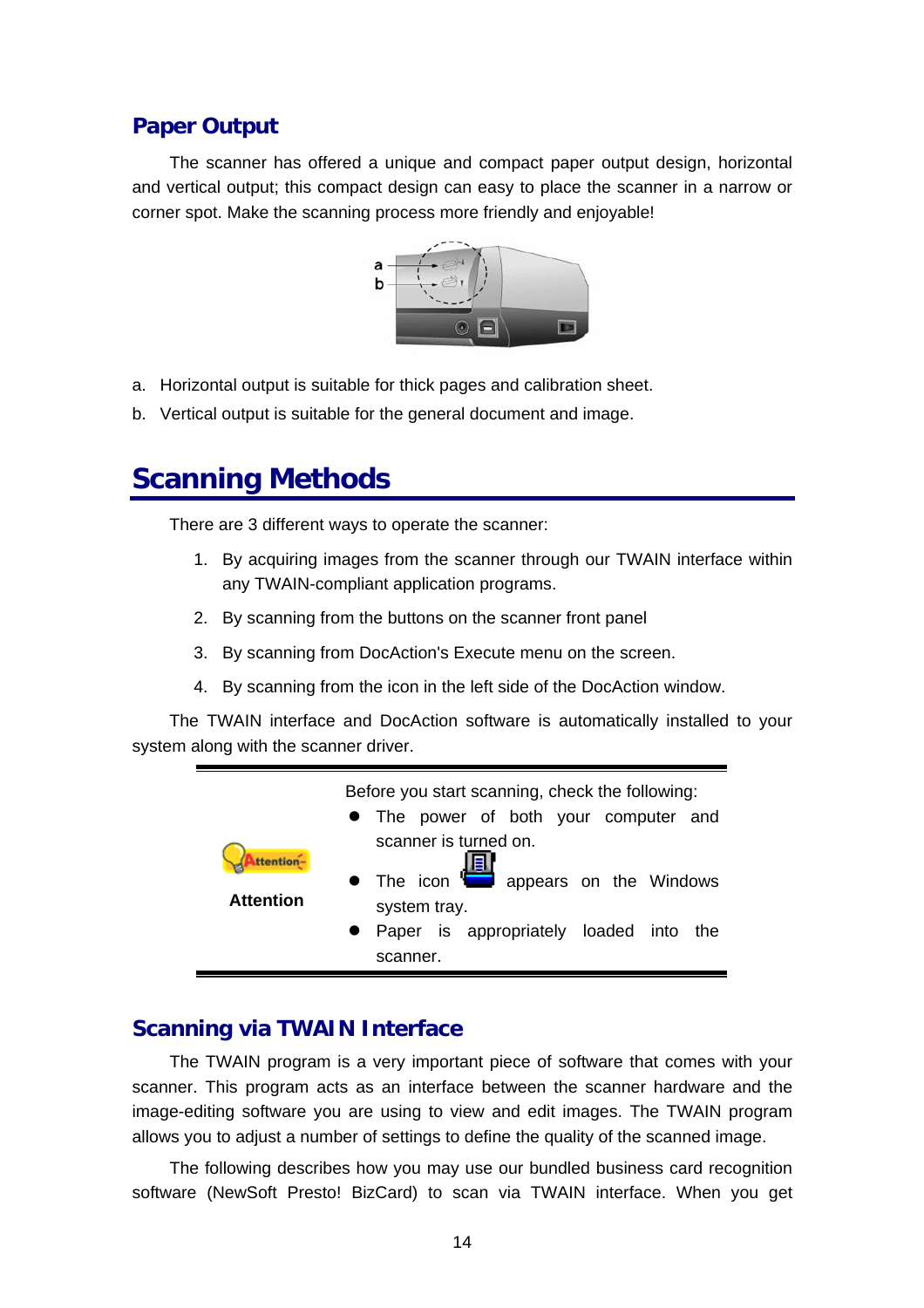### Paper Output

The scanner has offered a unique and compact paper output design, horizontal and vertical output; this compact design can easy to place the scanner in a narrow or corner spot. Make the scanning process more friendly and enjoyable!

a. Horizontal output is suitable for thick pages and calibration sheet.

b. Vertical output is suitable for the general document and image.

## Scanning Methods

There are 3 different ways to operate the scanner:

1. By acquiring images from the scanner through our TWAIN interface within any TWAIN-compliant application programs.
2. By scanning from the buttons on the scanner front panel
3. By scanning from DocAction's Execute menu on the screen.
4. By scanning from the icon in the left side of the DocAction window.

The TWAIN interface and DocAction software is automatically installed to your system along with the scanner driver.

| Attention | Before you start scanning, check the following:<br>● The power of both your computer and scanner is turned on.<br>● The icon appears on the Windows system tray.<br>● Paper is appropriately loaded into the scanner. |
|---|---|

### Scanning via TWAIN Interface

The TWAIN program is a very important piece of software that comes with your scanner. This program acts as an interface between the scanner hardware and the image-editing software you are using to view and edit images. The TWAIN program allows you to adjust a number of settings to define the quality of the scanned image.

The following describes how you may use our bundled business card recognition software (NewSoft Presto! BizCard) to scan via TWAIN interface. When you get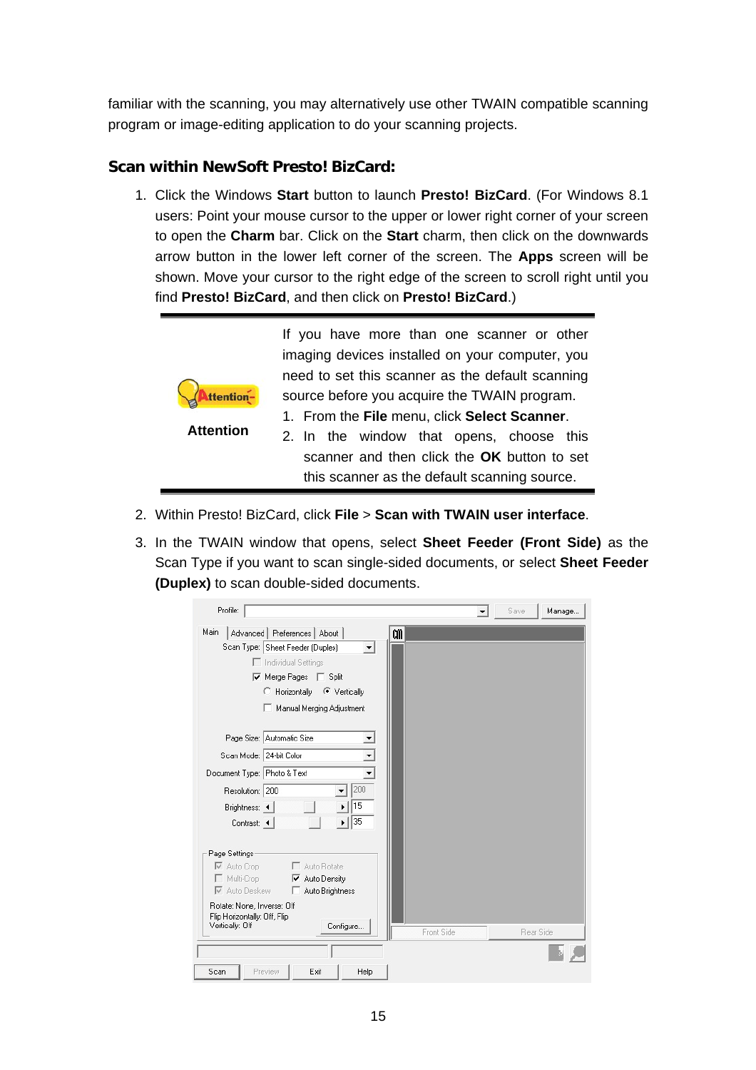familiar with the scanning, you may alternatively use other TWAIN compatible scanning program or image-editing application to do your scanning projects.

### Scan within NewSoft Presto! BizCard:

1. Click the Windows **Start** button to launch **Presto! BizCard**. (For Windows 8.1 users: Point your mouse cursor to the upper or lower right corner of your screen to open the **Charm** bar. Click on the **Start** charm, then click on the downwards arrow button in the lower left corner of the screen. The **Apps** screen will be shown. Move your cursor to the right edge of the screen to scroll right until you find **Presto! BizCard**, and then click on **Presto! BizCard**.)

| **Attention** | If you have more than one scanner or other imaging devices installed on your computer, you need to set this scanner as the default scanning source before you acquire the TWAIN program.<br>1. From the **File** menu, click **Select Scanner**.<br>2. In the window that opens, choose this scanner and then click the **OK** button to set this scanner as the default scanning source. |
|---|---|

2. Within Presto! BizCard, click **File** > **Scan with TWAIN user interface**.

3. In the TWAIN window that opens, select **Sheet Feeder (Front Side)** as the Scan Type if you want to scan single-sided documents, or select **Sheet Feeder (Duplex)** to scan double-sided documents.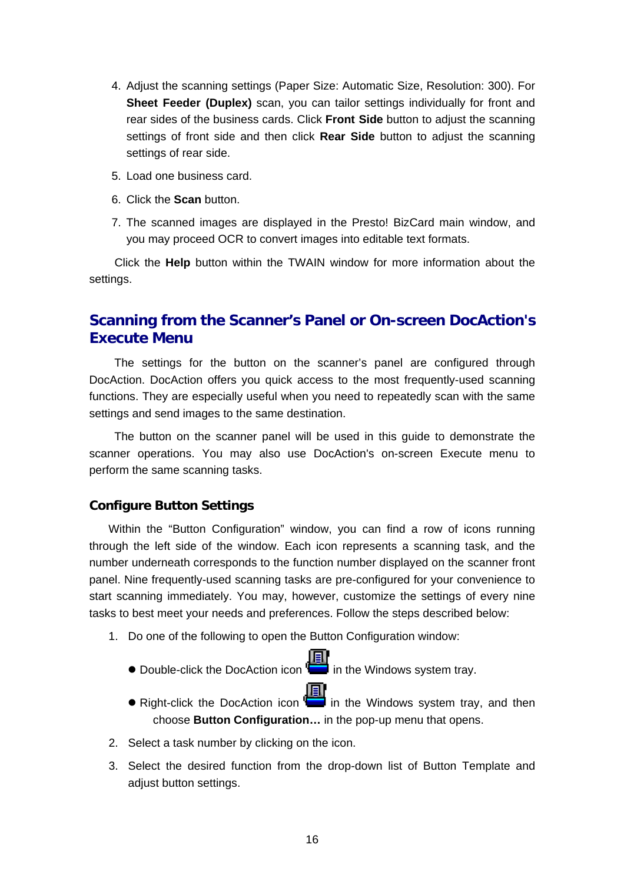4. Adjust the scanning settings (Paper Size: Automatic Size, Resolution: 300). For **Sheet Feeder (Duplex)** scan, you can tailor settings individually for front and rear sides of the business cards. Click **Front Side** button to adjust the scanning settings of front side and then click **Rear Side** button to adjust the scanning settings of rear side.
5. Load one business card.
6. Click the **Scan** button.
7. The scanned images are displayed in the Presto! BizCard main window, and you may proceed OCR to convert images into editable text formats.

Click the **Help** button within the TWAIN window for more information about the settings.

## Scanning from the Scanner's Panel or On-screen DocAction's Execute Menu

The settings for the button on the scanner's panel are configured through DocAction. DocAction offers you quick access to the most frequently-used scanning functions. They are especially useful when you need to repeatedly scan with the same settings and send images to the same destination.

The button on the scanner panel will be used in this guide to demonstrate the scanner operations. You may also use DocAction's on-screen Execute menu to perform the same scanning tasks.

### Configure Button Settings

Within the "Button Configuration" window, you can find a row of icons running through the left side of the window. Each icon represents a scanning task, and the number underneath corresponds to the function number displayed on the scanner front panel. Nine frequently-used scanning tasks are pre-configured for your convenience to start scanning immediately. You may, however, customize the settings of every nine tasks to best meet your needs and preferences. Follow the steps described below:

1. Do one of the following to open the Button Configuration window:
   - Double-click the DocAction icon in the Windows system tray.
   - Right-click the DocAction icon in the Windows system tray, and then choose **Button Configuration…** in the pop-up menu that opens.
2. Select a task number by clicking on the icon.
3. Select the desired function from the drop-down list of Button Template and adjust button settings.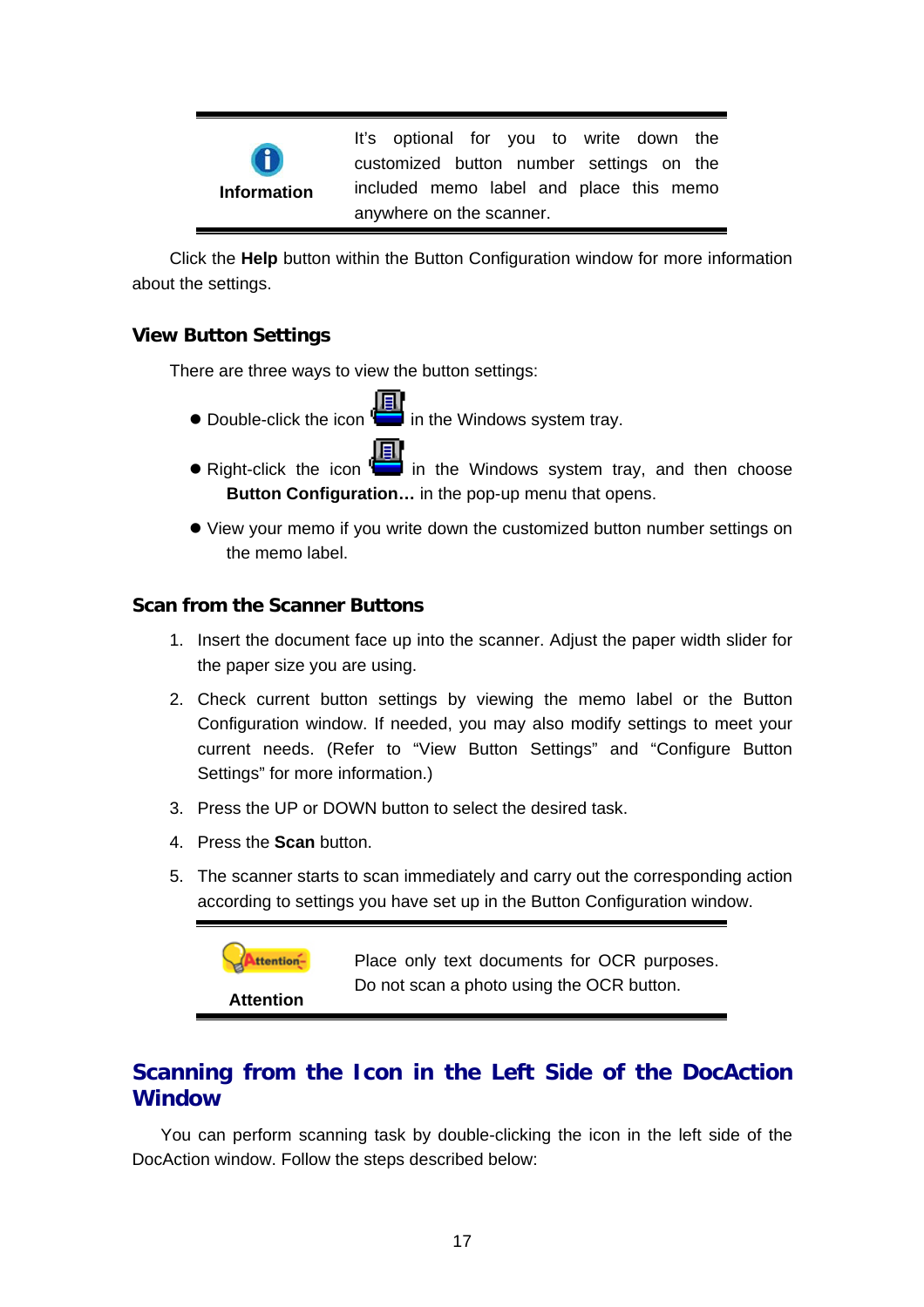| Information | It's optional for you to write down the customized button number settings on the included memo label and place this memo anywhere on the scanner. |
|---|---|

Click the **Help** button within the Button Configuration window for more information about the settings.

### View Button Settings

There are three ways to view the button settings:

- Double-click the icon in the Windows system tray.
- Right-click the icon in the Windows system tray, and then choose **Button Configuration…** in the pop-up menu that opens.
- View your memo if you write down the customized button number settings on the memo label.

### Scan from the Scanner Buttons

1. Insert the document face up into the scanner. Adjust the paper width slider for the paper size you are using.
2. Check current button settings by viewing the memo label or the Button Configuration window. If needed, you may also modify settings to meet your current needs. (Refer to "View Button Settings" and "Configure Button Settings" for more information.)
3. Press the UP or DOWN button to select the desired task.
4. Press the **Scan** button.
5. The scanner starts to scan immediately and carry out the corresponding action according to settings you have set up in the Button Configuration window.

| Attention | Place only text documents for OCR purposes. Do not scan a photo using the OCR button. |
|---|---|

## Scanning from the Icon in the Left Side of the DocAction Window

You can perform scanning task by double-clicking the icon in the left side of the DocAction window. Follow the steps described below: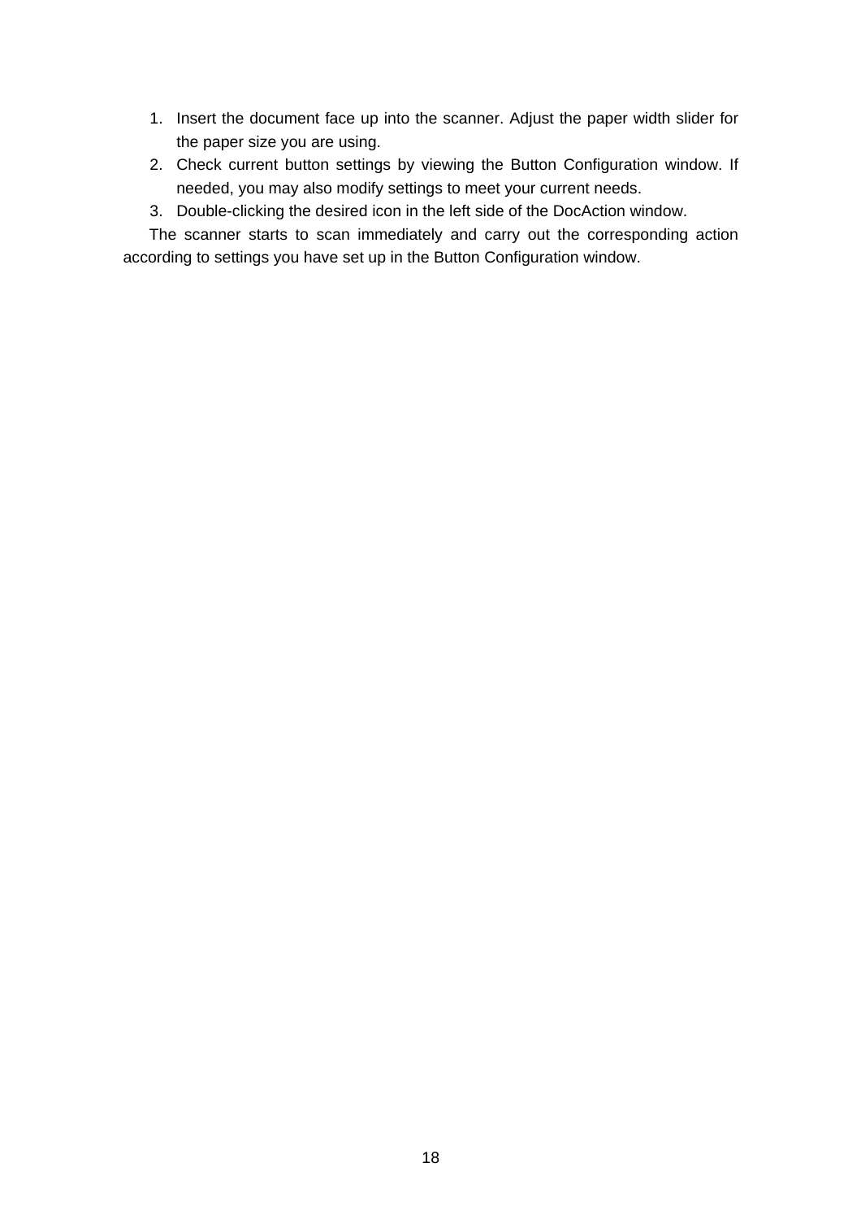1. Insert the document face up into the scanner. Adjust the paper width slider for the paper size you are using.
2. Check current button settings by viewing the Button Configuration window. If needed, you may also modify settings to meet your current needs.
3. Double-clicking the desired icon in the left side of the DocAction window.

The scanner starts to scan immediately and carry out the corresponding action according to settings you have set up in the Button Configuration window.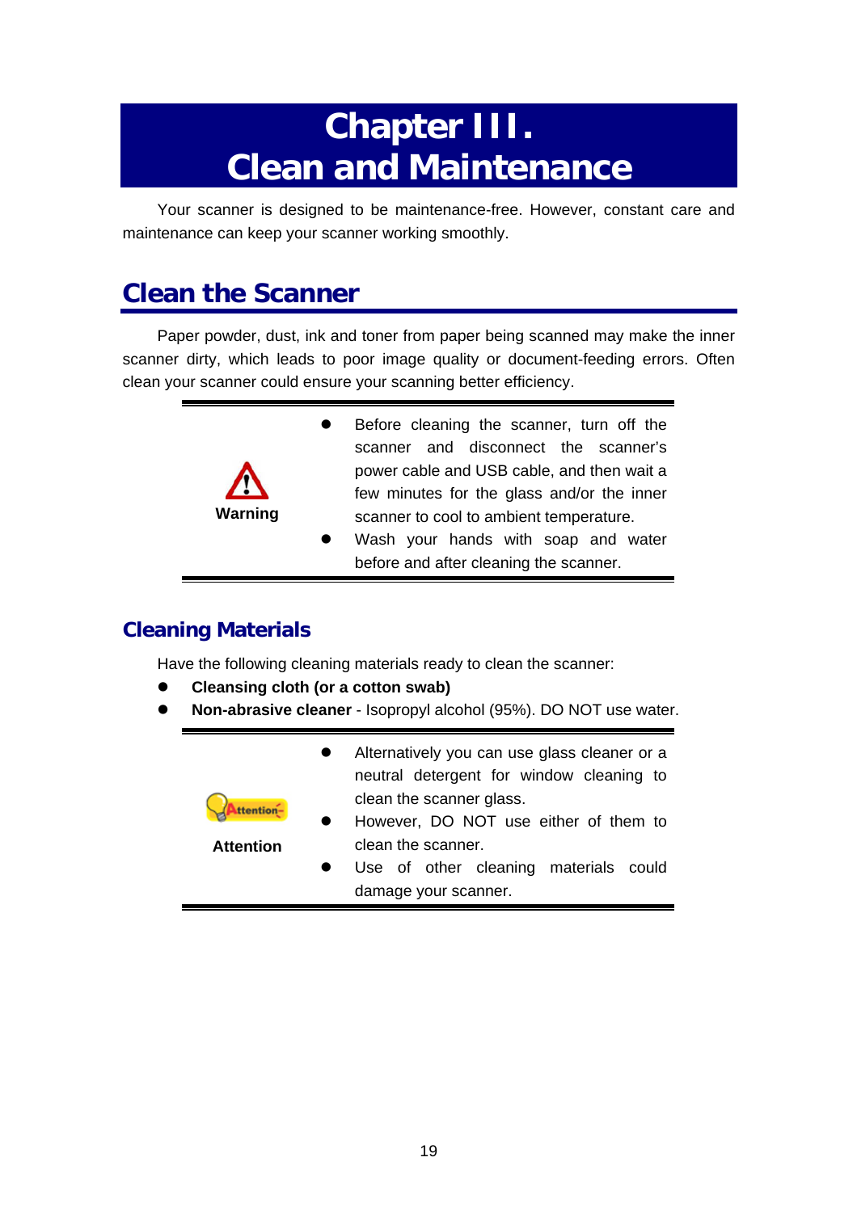# Chapter III. Clean and Maintenance

Your scanner is designed to be maintenance-free. However, constant care and maintenance can keep your scanner working smoothly.

## Clean the Scanner

Paper powder, dust, ink and toner from paper being scanned may make the inner scanner dirty, which leads to poor image quality or document-feeding errors. Often clean your scanner could ensure your scanning better efficiency.

| | |
|---|---|
| **Warning** | • Before cleaning the scanner, turn off the scanner and disconnect the scanner's power cable and USB cable, and then wait a few minutes for the glass and/or the inner scanner to cool to ambient temperature.<br>• Wash your hands with soap and water before and after cleaning the scanner. |

### Cleaning Materials

Have the following cleaning materials ready to clean the scanner:

- **Cleansing cloth (or a cotton swab)**
- **Non-abrasive cleaner** - Isopropyl alcohol (95%). DO NOT use water.

| | |
|---|---|
| **Attention** | • Alternatively you can use glass cleaner or a neutral detergent for window cleaning to clean the scanner glass.<br>• However, DO NOT use either of them to clean the scanner.<br>• Use of other cleaning materials could damage your scanner. |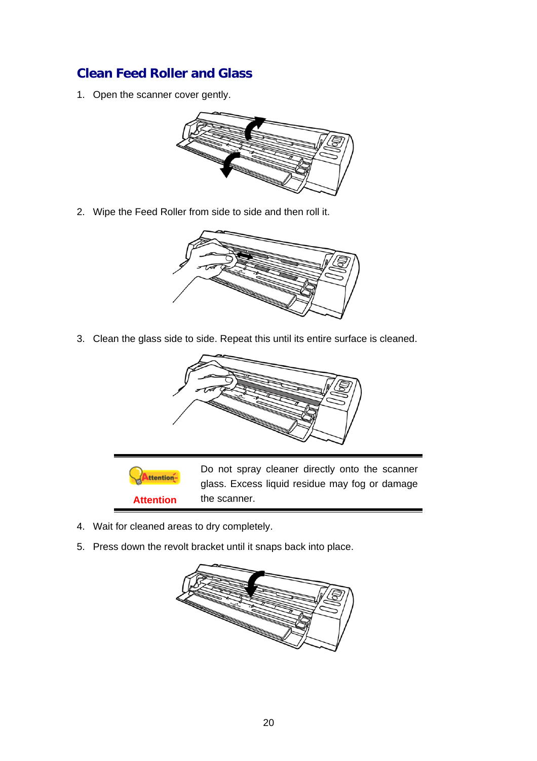## Clean Feed Roller and Glass

1. Open the scanner cover gently.

2. Wipe the Feed Roller from side to side and then roll it.

3. Clean the glass side to side. Repeat this until its entire surface is cleaned.

| Attention | Do not spray cleaner directly onto the scanner glass. Excess liquid residue may fog or damage the scanner. |
|---|---|

4. Wait for cleaned areas to dry completely.

5. Press down the revolt bracket until it snaps back into place.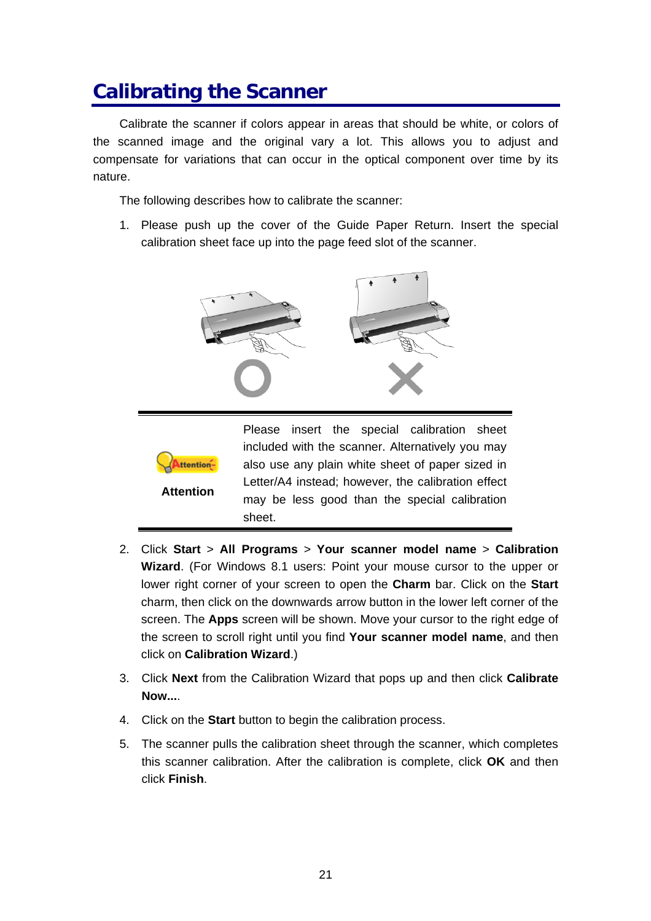# Calibrating the Scanner

Calibrate the scanner if colors appear in areas that should be white, or colors of the scanned image and the original vary a lot. This allows you to adjust and compensate for variations that can occur in the optical component over time by its nature.

The following describes how to calibrate the scanner:

1. Please push up the cover of the Guide Paper Return. Insert the special calibration sheet face up into the page feed slot of the scanner.

| Attention | Please insert the special calibration sheet included with the scanner. Alternatively you may also use any plain white sheet of paper sized in Letter/A4 instead; however, the calibration effect may be less good than the special calibration sheet. |
|---|---|

2. Click **Start** > **All Programs** > **Your scanner model name** > **Calibration Wizard**. (For Windows 8.1 users: Point your mouse cursor to the upper or lower right corner of your screen to open the **Charm** bar. Click on the **Start** charm, then click on the downwards arrow button in the lower left corner of the screen. The **Apps** screen will be shown. Move your cursor to the right edge of the screen to scroll right until you find **Your scanner model name**, and then click on **Calibration Wizard**.)
3. Click **Next** from the Calibration Wizard that pops up and then click **Calibrate Now...**.
4. Click on the **Start** button to begin the calibration process.
5. The scanner pulls the calibration sheet through the scanner, which completes this scanner calibration. After the calibration is complete, click **OK** and then click **Finish**.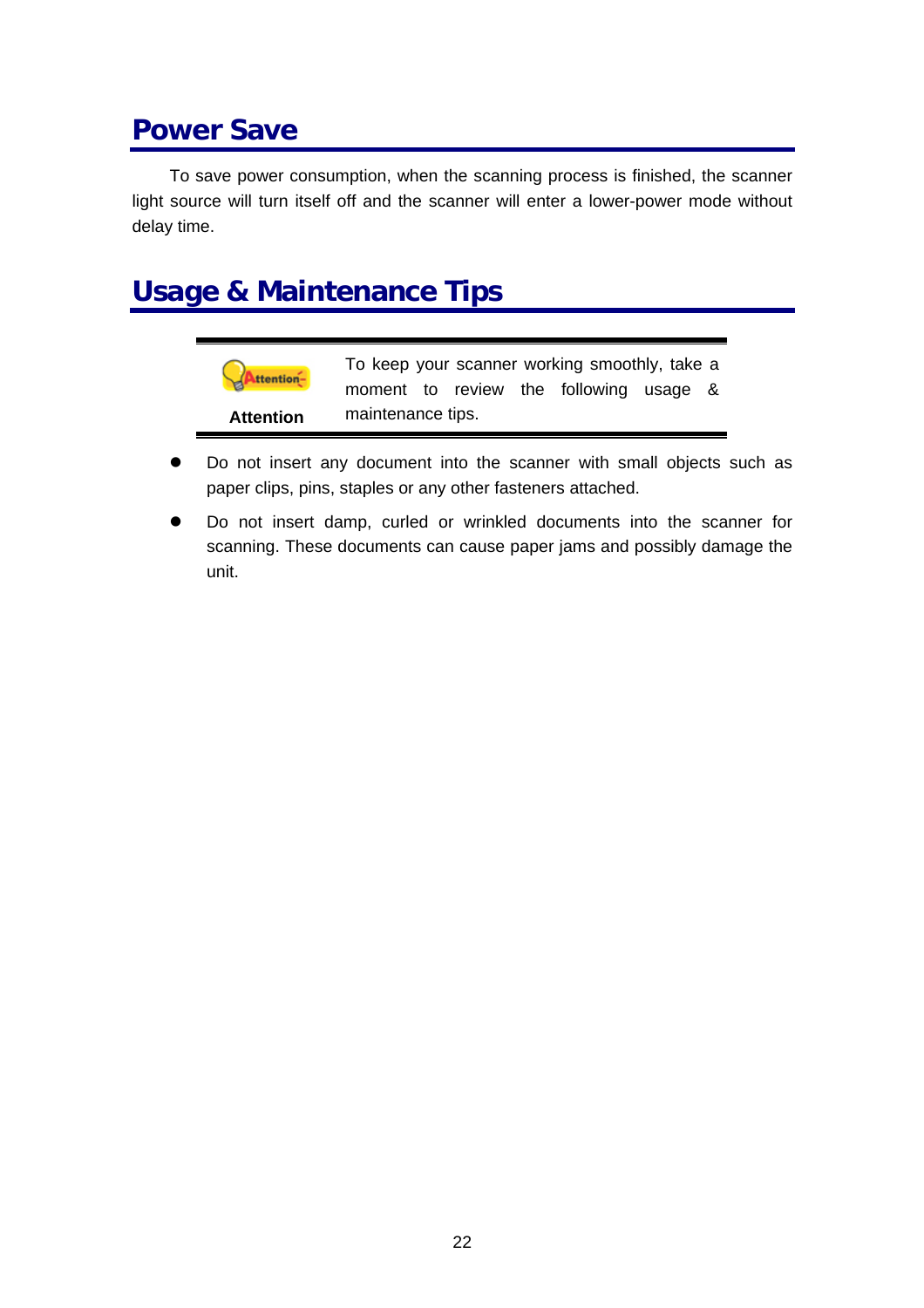# Power Save

To save power consumption, when the scanning process is finished, the scanner light source will turn itself off and the scanner will enter a lower-power mode without delay time.

# Usage & Maintenance Tips

| Attention | To keep your scanner working smoothly, take a moment to review the following usage & maintenance tips. |
|---|---|

- Do not insert any document into the scanner with small objects such as paper clips, pins, staples or any other fasteners attached.
- Do not insert damp, curled or wrinkled documents into the scanner for scanning. These documents can cause paper jams and possibly damage the unit.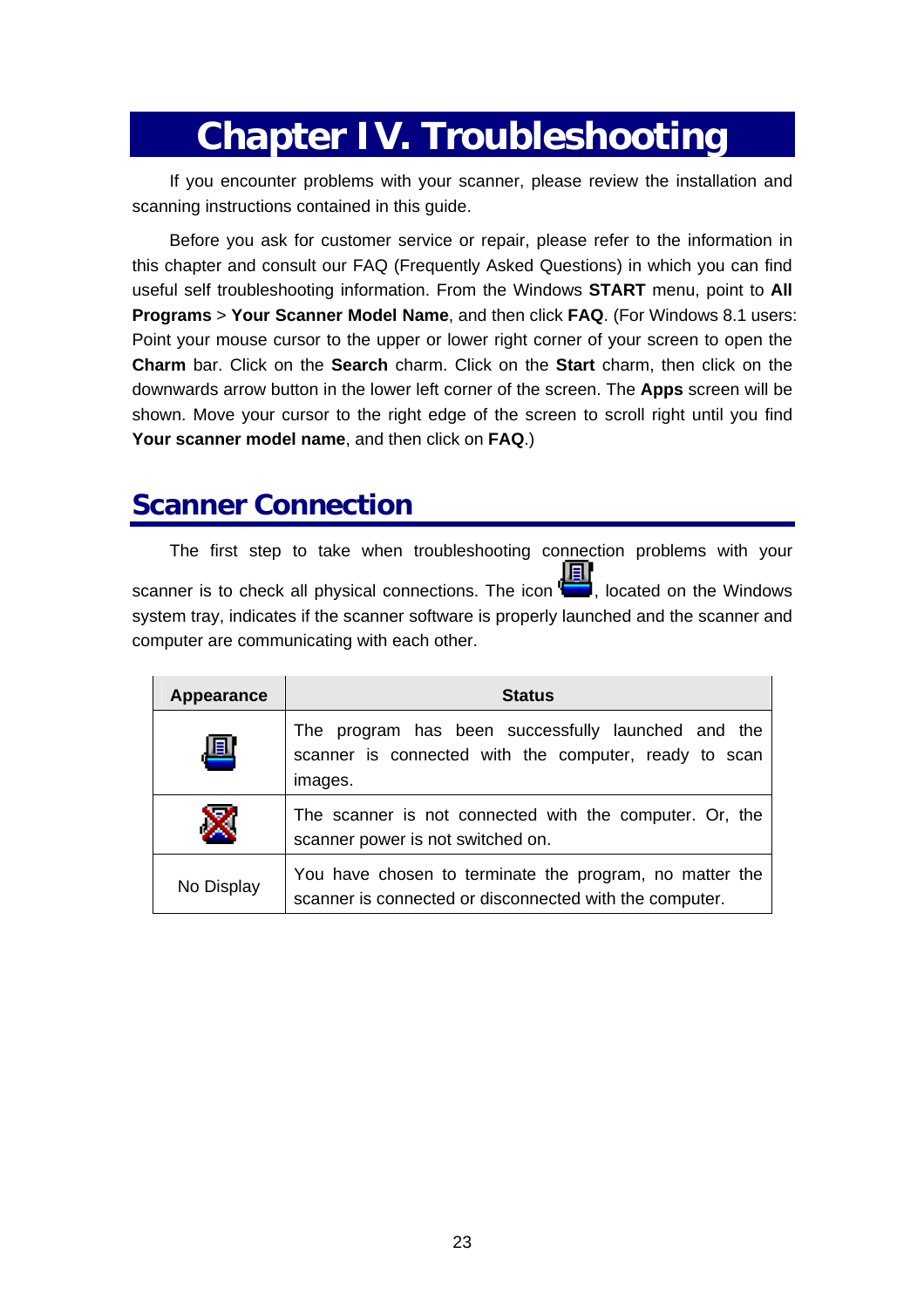# Chapter IV. Troubleshooting

If you encounter problems with your scanner, please review the installation and scanning instructions contained in this guide.

Before you ask for customer service or repair, please refer to the information in this chapter and consult our FAQ (Frequently Asked Questions) in which you can find useful self troubleshooting information. From the Windows **START** menu, point to **All Programs** > **Your Scanner Model Name**, and then click **FAQ**. (For Windows 8.1 users: Point your mouse cursor to the upper or lower right corner of your screen to open the **Charm** bar. Click on the **Search** charm. Click on the **Start** charm, then click on the downwards arrow button in the lower left corner of the screen. The **Apps** screen will be shown. Move your cursor to the right edge of the screen to scroll right until you find **Your scanner model name**, and then click on **FAQ**.)

## Scanner Connection

The first step to take when troubleshooting connection problems with your scanner is to check all physical connections. The icon , located on the Windows system tray, indicates if the scanner software is properly launched and the scanner and computer are communicating with each other.

| Appearance | Status |
|---|---|
| | The program has been successfully launched and the scanner is connected with the computer, ready to scan images. |
| | The scanner is not connected with the computer. Or, the scanner power is not switched on. |
| No Display | You have chosen to terminate the program, no matter the scanner is connected or disconnected with the computer. |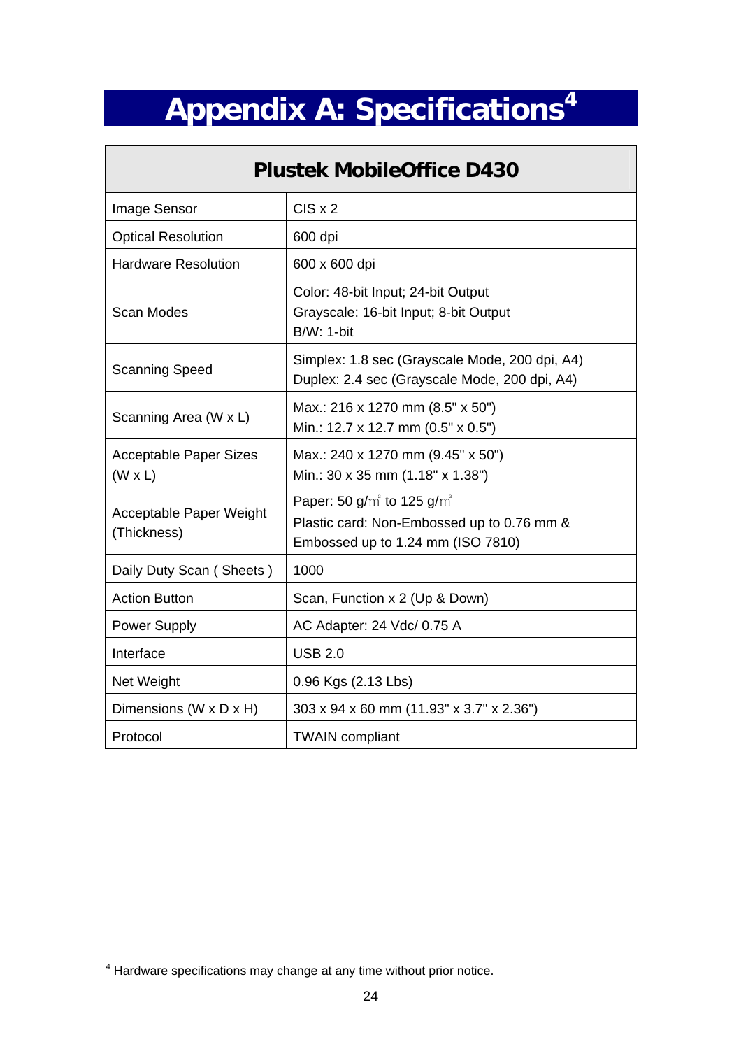# Appendix A: Specifications[4]

| Plustek MobileOffice D430 | |
|---|---|
| Image Sensor | CIS x 2 |
| Optical Resolution | 600 dpi |
| Hardware Resolution | 600 x 600 dpi |
| Scan Modes | Color: 48-bit Input; 24-bit Output<br>Grayscale: 16-bit Input; 8-bit Output<br>B/W: 1-bit |
| Scanning Speed | Simplex: 1.8 sec (Grayscale Mode, 200 dpi, A4)<br>Duplex: 2.4 sec (Grayscale Mode, 200 dpi, A4) |
| Scanning Area (W x L) | Max.: 216 x 1270 mm (8.5" x 50")<br>Min.: 12.7 x 12.7 mm (0.5" x 0.5") |
| Acceptable Paper Sizes (W x L) | Max.: 240 x 1270 mm (9.45" x 50")<br>Min.: 30 x 35 mm (1.18" x 1.38") |
| Acceptable Paper Weight (Thickness) | Paper: 50 g/㎡ to 125 g/㎡<br>Plastic card: Non-Embossed up to 0.76 mm & Embossed up to 1.24 mm (ISO 7810) |
| Daily Duty Scan ( Sheets ) | 1000 |
| Action Button | Scan, Function x 2 (Up & Down) |
| Power Supply | AC Adapter: 24 Vdc/ 0.75 A |
| Interface | USB 2.0 |
| Net Weight | 0.96 Kgs (2.13 Lbs) |
| Dimensions (W x D x H) | 303 x 94 x 60 mm (11.93" x 3.7" x 2.36") |
| Protocol | TWAIN compliant |

[4] Hardware specifications may change at any time without prior notice.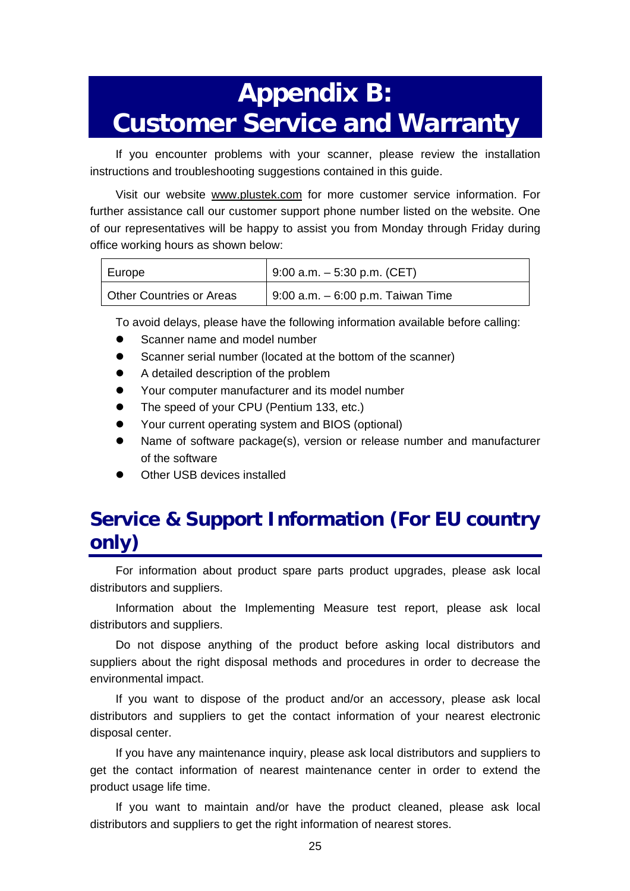# Appendix B: Customer Service and Warranty

If you encounter problems with your scanner, please review the installation instructions and troubleshooting suggestions contained in this guide.

Visit our website www.plustek.com for more customer service information. For further assistance call our customer support phone number listed on the website. One of our representatives will be happy to assist you from Monday through Friday during office working hours as shown below:

| Europe | 9:00 a.m. – 5:30 p.m. (CET) |
|---|---|
| Other Countries or Areas | 9:00 a.m. – 6:00 p.m. Taiwan Time |

To avoid delays, please have the following information available before calling:

- Scanner name and model number
- Scanner serial number (located at the bottom of the scanner)
- A detailed description of the problem
- Your computer manufacturer and its model number
- The speed of your CPU (Pentium 133, etc.)
- Your current operating system and BIOS (optional)
- Name of software package(s), version or release number and manufacturer of the software
- Other USB devices installed

## Service & Support Information (For EU country only)

For information about product spare parts product upgrades, please ask local distributors and suppliers.

Information about the Implementing Measure test report, please ask local distributors and suppliers.

Do not dispose anything of the product before asking local distributors and suppliers about the right disposal methods and procedures in order to decrease the environmental impact.

If you want to dispose of the product and/or an accessory, please ask local distributors and suppliers to get the contact information of your nearest electronic disposal center.

If you have any maintenance inquiry, please ask local distributors and suppliers to get the contact information of nearest maintenance center in order to extend the product usage life time.

If you want to maintain and/or have the product cleaned, please ask local distributors and suppliers to get the right information of nearest stores.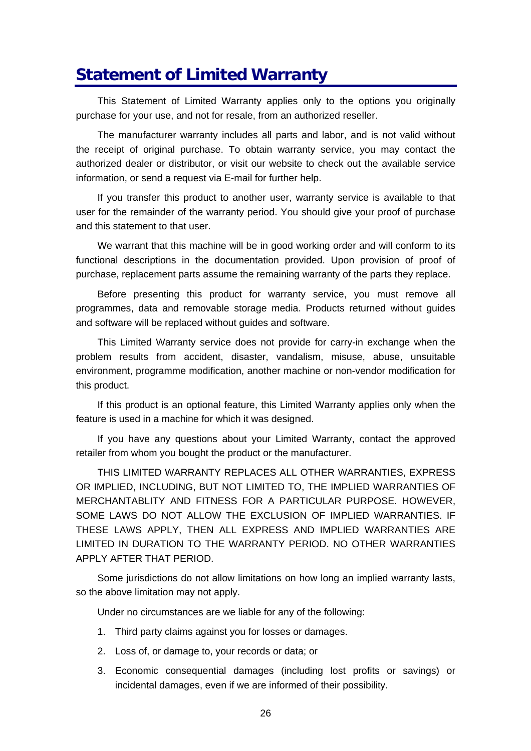# Statement of Limited Warranty

This Statement of Limited Warranty applies only to the options you originally purchase for your use, and not for resale, from an authorized reseller.

The manufacturer warranty includes all parts and labor, and is not valid without the receipt of original purchase. To obtain warranty service, you may contact the authorized dealer or distributor, or visit our website to check out the available service information, or send a request via E-mail for further help.

If you transfer this product to another user, warranty service is available to that user for the remainder of the warranty period. You should give your proof of purchase and this statement to that user.

We warrant that this machine will be in good working order and will conform to its functional descriptions in the documentation provided. Upon provision of proof of purchase, replacement parts assume the remaining warranty of the parts they replace.

Before presenting this product for warranty service, you must remove all programmes, data and removable storage media. Products returned without guides and software will be replaced without guides and software.

This Limited Warranty service does not provide for carry-in exchange when the problem results from accident, disaster, vandalism, misuse, abuse, unsuitable environment, programme modification, another machine or non-vendor modification for this product.

If this product is an optional feature, this Limited Warranty applies only when the feature is used in a machine for which it was designed.

If you have any questions about your Limited Warranty, contact the approved retailer from whom you bought the product or the manufacturer.

THIS LIMITED WARRANTY REPLACES ALL OTHER WARRANTIES, EXPRESS OR IMPLIED, INCLUDING, BUT NOT LIMITED TO, THE IMPLIED WARRANTIES OF MERCHANTABLITY AND FITNESS FOR A PARTICULAR PURPOSE. HOWEVER, SOME LAWS DO NOT ALLOW THE EXCLUSION OF IMPLIED WARRANTIES. IF THESE LAWS APPLY, THEN ALL EXPRESS AND IMPLIED WARRANTIES ARE LIMITED IN DURATION TO THE WARRANTY PERIOD. NO OTHER WARRANTIES APPLY AFTER THAT PERIOD.

Some jurisdictions do not allow limitations on how long an implied warranty lasts, so the above limitation may not apply.

Under no circumstances are we liable for any of the following:

1. Third party claims against you for losses or damages.
2. Loss of, or damage to, your records or data; or
3. Economic consequential damages (including lost profits or savings) or incidental damages, even if we are informed of their possibility.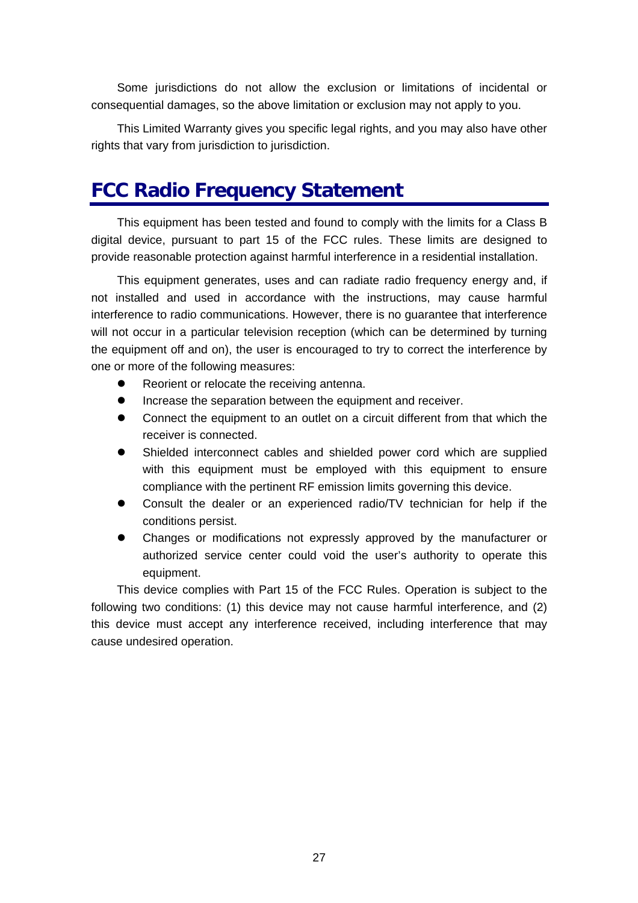Some jurisdictions do not allow the exclusion or limitations of incidental or consequential damages, so the above limitation or exclusion may not apply to you.

This Limited Warranty gives you specific legal rights, and you may also have other rights that vary from jurisdiction to jurisdiction.

# FCC Radio Frequency Statement

This equipment has been tested and found to comply with the limits for a Class B digital device, pursuant to part 15 of the FCC rules. These limits are designed to provide reasonable protection against harmful interference in a residential installation.

This equipment generates, uses and can radiate radio frequency energy and, if not installed and used in accordance with the instructions, may cause harmful interference to radio communications. However, there is no guarantee that interference will not occur in a particular television reception (which can be determined by turning the equipment off and on), the user is encouraged to try to correct the interference by one or more of the following measures:

- Reorient or relocate the receiving antenna.
- Increase the separation between the equipment and receiver.
- Connect the equipment to an outlet on a circuit different from that which the receiver is connected.
- Shielded interconnect cables and shielded power cord which are supplied with this equipment must be employed with this equipment to ensure compliance with the pertinent RF emission limits governing this device.
- Consult the dealer or an experienced radio/TV technician for help if the conditions persist.
- Changes or modifications not expressly approved by the manufacturer or authorized service center could void the user's authority to operate this equipment.

This device complies with Part 15 of the FCC Rules. Operation is subject to the following two conditions: (1) this device may not cause harmful interference, and (2) this device must accept any interference received, including interference that may cause undesired operation.